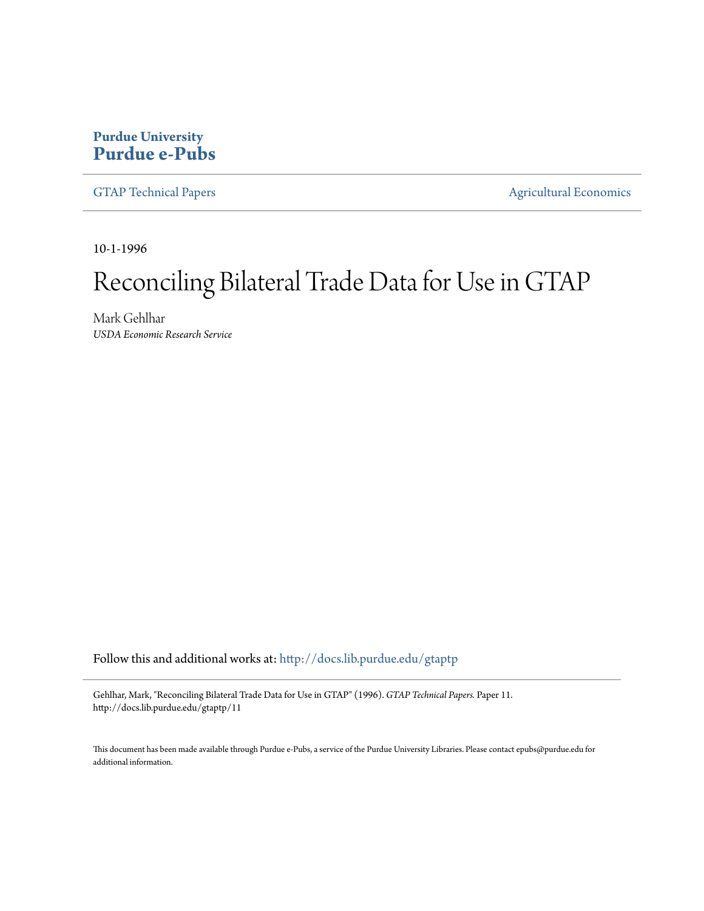**Purdue University**
**Purdue e-Pubs**

GTAP Technical Papers | Agricultural Economics

10-1-1996

# Reconciling Bilateral Trade Data for Use in GTAP

Mark Gehlhar
*USDA Economic Research Service*

Follow this and additional works at: http://docs.lib.purdue.edu/gtaptp

Gehlhar, Mark, "Reconciling Bilateral Trade Data for Use in GTAP" (1996). *GTAP Technical Papers.* Paper 11.
http://docs.lib.purdue.edu/gtaptp/11

This document has been made available through Purdue e-Pubs, a service of the Purdue University Libraries. Please contact epubs@purdue.edu for additional information.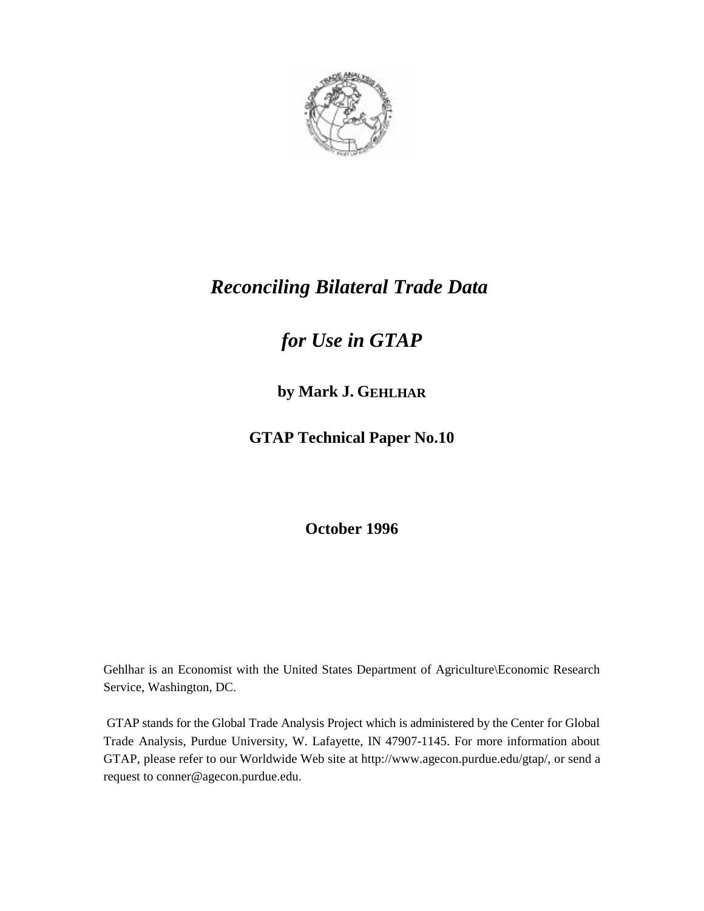# *Reconciling Bilateral Trade Data*

# *for Use in GTAP*

**by Mark J. GEHLHAR**

**GTAP Technical Paper No.10**

**October 1996**

Gehlhar is an Economist with the United States Department of Agriculture\Economic Research Service, Washington, DC.

GTAP stands for the Global Trade Analysis Project which is administered by the Center for Global Trade Analysis, Purdue University, W. Lafayette, IN 47907-1145. For more information about GTAP, please refer to our Worldwide Web site at http://www.agecon.purdue.edu/gtap/, or send a request to conner@agecon.purdue.edu.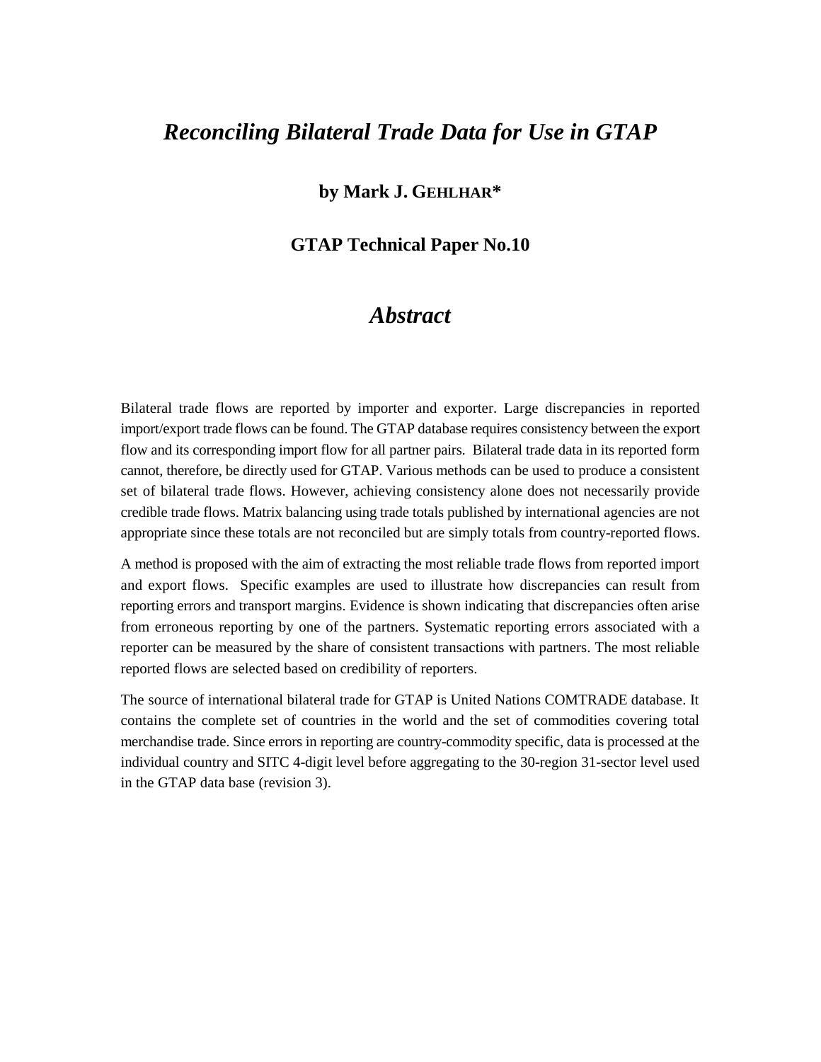# *Reconciling Bilateral Trade Data for Use in GTAP*

**by Mark J. GEHLHAR***

**GTAP Technical Paper No.10**

## *Abstract*

Bilateral trade flows are reported by importer and exporter. Large discrepancies in reported import/export trade flows can be found. The GTAP database requires consistency between the export flow and its corresponding import flow for all partner pairs. Bilateral trade data in its reported form cannot, therefore, be directly used for GTAP. Various methods can be used to produce a consistent set of bilateral trade flows. However, achieving consistency alone does not necessarily provide credible trade flows. Matrix balancing using trade totals published by international agencies are not appropriate since these totals are not reconciled but are simply totals from country-reported flows.

A method is proposed with the aim of extracting the most reliable trade flows from reported import and export flows. Specific examples are used to illustrate how discrepancies can result from reporting errors and transport margins. Evidence is shown indicating that discrepancies often arise from erroneous reporting by one of the partners. Systematic reporting errors associated with a reporter can be measured by the share of consistent transactions with partners. The most reliable reported flows are selected based on credibility of reporters.

The source of international bilateral trade for GTAP is United Nations COMTRADE database. It contains the complete set of countries in the world and the set of commodities covering total merchandise trade. Since errors in reporting are country-commodity specific, data is processed at the individual country and SITC 4-digit level before aggregating to the 30-region 31-sector level used in the GTAP data base (revision 3).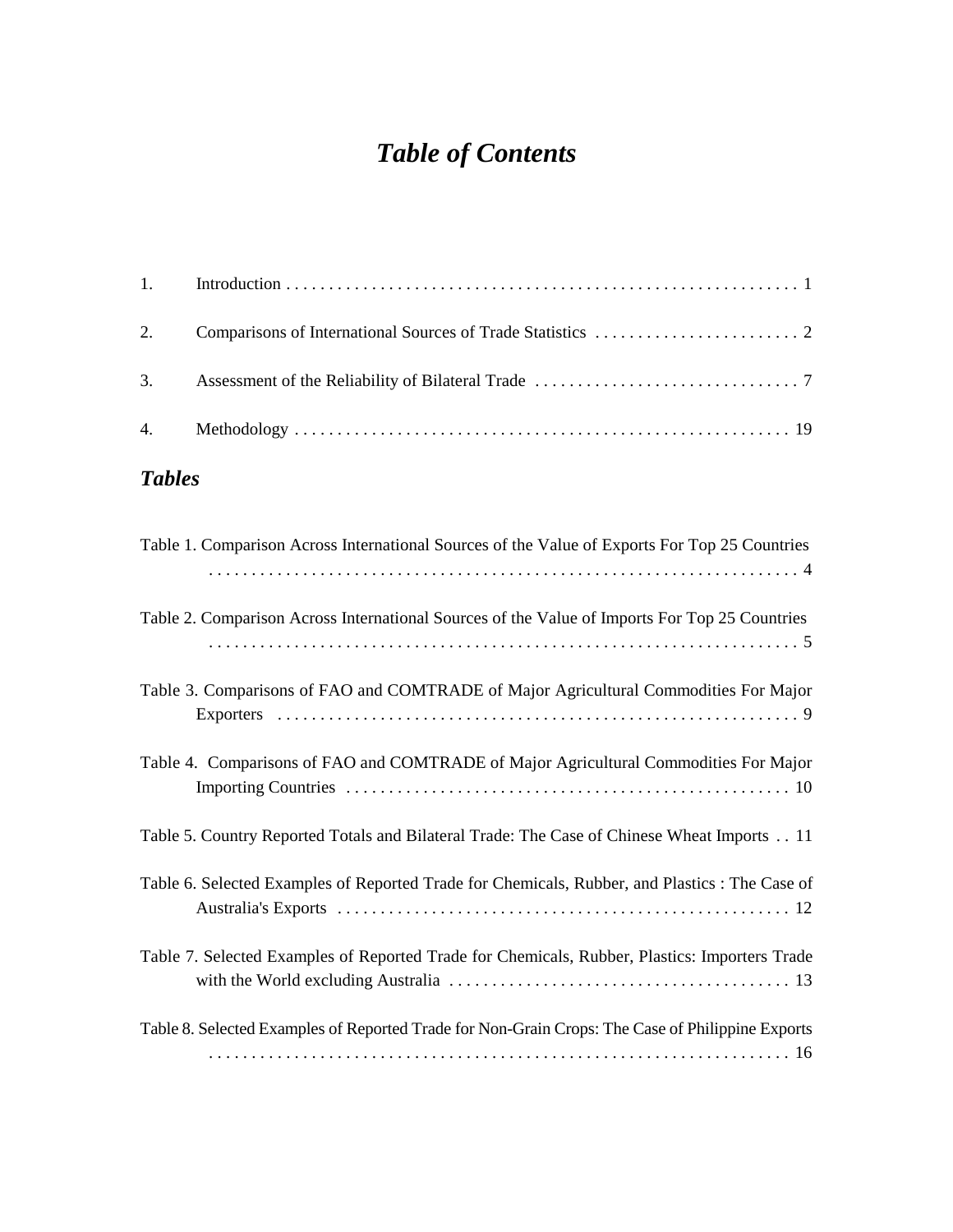# *Table of Contents*

1. Introduction . . . . . . . . . . . . . . . . . . . . . . . . . . . . . . . . . . . . . . . . . . . . . . . . . . . . . . . . . . . . 1

2. Comparisons of International Sources of Trade Statistics . . . . . . . . . . . . . . . . . . . . . . . . 2

3. Assessment of the Reliability of Bilateral Trade . . . . . . . . . . . . . . . . . . . . . . . . . . . . . . . 7

4. Methodology . . . . . . . . . . . . . . . . . . . . . . . . . . . . . . . . . . . . . . . . . . . . . . . . . . . . . . . . . . . 19

## *Tables*

Table 1. Comparison Across International Sources of the Value of Exports For Top 25 Countries . . . . . . . . . . . . . . . . . . . . . . . . . . . . . . . . . . . . . . . . . . . . . . . . . . . . . . . . . . . . . . . . . . . . . 4

Table 2. Comparison Across International Sources of the Value of Imports For Top 25 Countries . . . . . . . . . . . . . . . . . . . . . . . . . . . . . . . . . . . . . . . . . . . . . . . . . . . . . . . . . . . . . . . . . . . . . 5

Table 3. Comparisons of FAO and COMTRADE of Major Agricultural Commodities For Major Exporters . . . . . . . . . . . . . . . . . . . . . . . . . . . . . . . . . . . . . . . . . . . . . . . . . . . . . . . . . . . . . . 9

Table 4. Comparisons of FAO and COMTRADE of Major Agricultural Commodities For Major Importing Countries . . . . . . . . . . . . . . . . . . . . . . . . . . . . . . . . . . . . . . . . . . . . . . . . . . . . 10

Table 5. Country Reported Totals and Bilateral Trade: The Case of Chinese Wheat Imports . . 11

Table 6. Selected Examples of Reported Trade for Chemicals, Rubber, and Plastics : The Case of Australia's Exports . . . . . . . . . . . . . . . . . . . . . . . . . . . . . . . . . . . . . . . . . . . . . . . . . . . . 12

Table 7. Selected Examples of Reported Trade for Chemicals, Rubber, Plastics: Importers Trade with the World excluding Australia . . . . . . . . . . . . . . . . . . . . . . . . . . . . . . . . . . . . . . . . 13

Table 8. Selected Examples of Reported Trade for Non-Grain Crops: The Case of Philippine Exports . . . . . . . . . . . . . . . . . . . . . . . . . . . . . . . . . . . . . . . . . . . . . . . . . . . . . . . . . . . . . . . . . . . . 16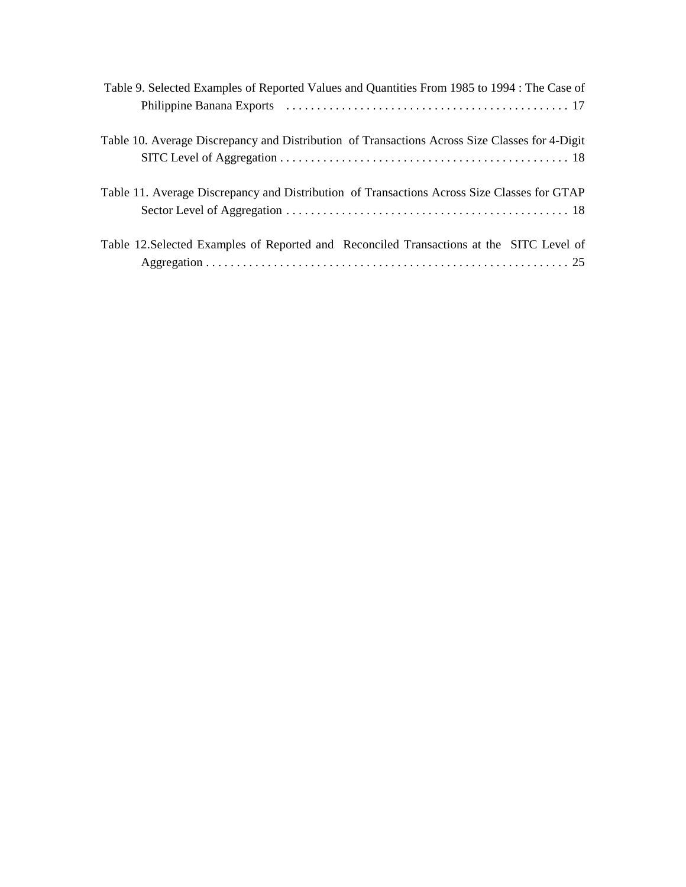Table 9. Selected Examples of Reported Values and Quantities From 1985 to 1994 : The Case of Philippine Banana Exports . . . . . . . . . . . . . . . . . . . . . . . . . . . . . . . . . . . . . . . . . . . . . . 17

Table 10. Average Discrepancy and Distribution of Transactions Across Size Classes for 4-Digit SITC Level of Aggregation . . . . . . . . . . . . . . . . . . . . . . . . . . . . . . . . . . . . . . . . . . . . . . . 18

Table 11. Average Discrepancy and Distribution of Transactions Across Size Classes for GTAP Sector Level of Aggregation . . . . . . . . . . . . . . . . . . . . . . . . . . . . . . . . . . . . . . . . . . . . . . 18

Table 12.Selected Examples of Reported and Reconciled Transactions at the SITC Level of Aggregation . . . . . . . . . . . . . . . . . . . . . . . . . . . . . . . . . . . . . . . . . . . . . . . . . . . . . . . . . . . 25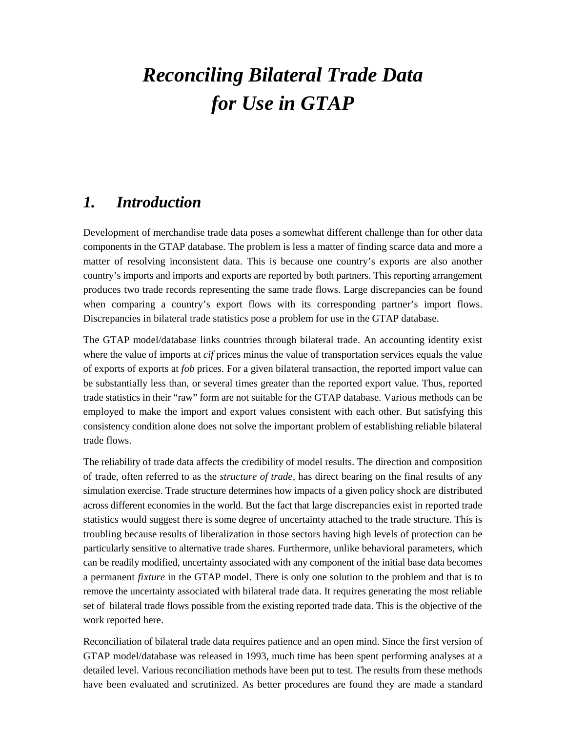# *Reconciling Bilateral Trade Data for Use in GTAP*

## *1. Introduction*

Development of merchandise trade data poses a somewhat different challenge than for other data components in the GTAP database. The problem is less a matter of finding scarce data and more a matter of resolving inconsistent data. This is because one country's exports are also another country's imports and imports and exports are reported by both partners. This reporting arrangement produces two trade records representing the same trade flows. Large discrepancies can be found when comparing a country's export flows with its corresponding partner's import flows. Discrepancies in bilateral trade statistics pose a problem for use in the GTAP database.

The GTAP model/database links countries through bilateral trade. An accounting identity exist where the value of imports at *cif* prices minus the value of transportation services equals the value of exports of exports at *fob* prices. For a given bilateral transaction, the reported import value can be substantially less than, or several times greater than the reported export value. Thus, reported trade statistics in their "raw" form are not suitable for the GTAP database. Various methods can be employed to make the import and export values consistent with each other. But satisfying this consistency condition alone does not solve the important problem of establishing reliable bilateral trade flows.

The reliability of trade data affects the credibility of model results. The direction and composition of trade, often referred to as the *structure of trade*, has direct bearing on the final results of any simulation exercise. Trade structure determines how impacts of a given policy shock are distributed across different economies in the world. But the fact that large discrepancies exist in reported trade statistics would suggest there is some degree of uncertainty attached to the trade structure. This is troubling because results of liberalization in those sectors having high levels of protection can be particularly sensitive to alternative trade shares. Furthermore, unlike behavioral parameters, which can be readily modified, uncertainty associated with any component of the initial base data becomes a permanent *fixture* in the GTAP model. There is only one solution to the problem and that is to remove the uncertainty associated with bilateral trade data. It requires generating the most reliable set of bilateral trade flows possible from the existing reported trade data. This is the objective of the work reported here.

Reconciliation of bilateral trade data requires patience and an open mind. Since the first version of GTAP model/database was released in 1993, much time has been spent performing analyses at a detailed level. Various reconciliation methods have been put to test. The results from these methods have been evaluated and scrutinized. As better procedures are found they are made a standard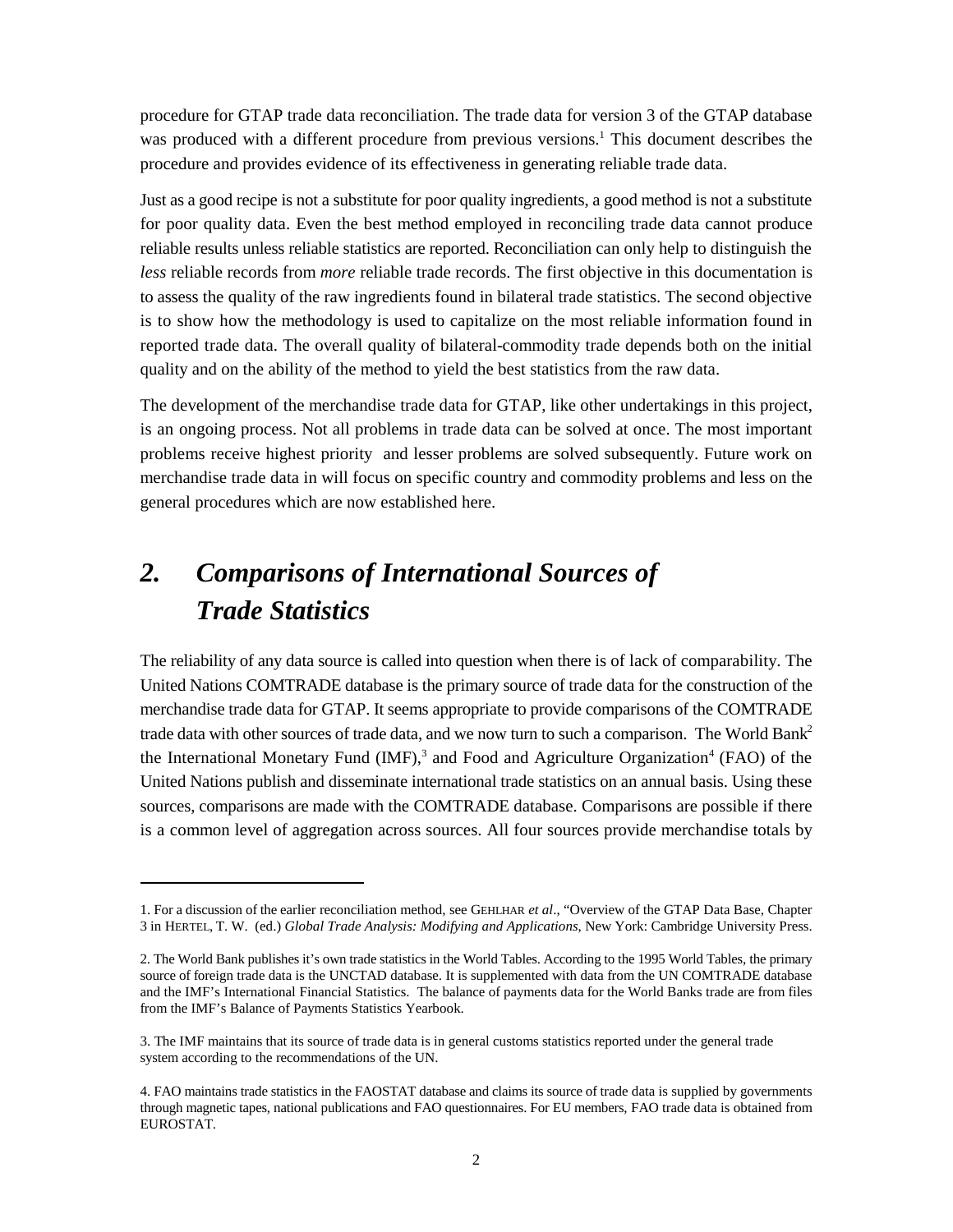procedure for GTAP trade data reconciliation. The trade data for version 3 of the GTAP database was produced with a different procedure from previous versions.[1] This document describes the procedure and provides evidence of its effectiveness in generating reliable trade data.

Just as a good recipe is not a substitute for poor quality ingredients, a good method is not a substitute for poor quality data. Even the best method employed in reconciling trade data cannot produce reliable results unless reliable statistics are reported. Reconciliation can only help to distinguish the *less* reliable records from *more* reliable trade records. The first objective in this documentation is to assess the quality of the raw ingredients found in bilateral trade statistics. The second objective is to show how the methodology is used to capitalize on the most reliable information found in reported trade data. The overall quality of bilateral-commodity trade depends both on the initial quality and on the ability of the method to yield the best statistics from the raw data.

The development of the merchandise trade data for GTAP, like other undertakings in this project, is an ongoing process. Not all problems in trade data can be solved at once. The most important problems receive highest priority  and lesser problems are solved subsequently. Future work on merchandise trade data in will focus on specific country and commodity problems and less on the general procedures which are now established here.

## *2. Comparisons of International Sources of Trade Statistics*

The reliability of any data source is called into question when there is of lack of comparability. The United Nations COMTRADE database is the primary source of trade data for the construction of the merchandise trade data for GTAP. It seems appropriate to provide comparisons of the COMTRADE trade data with other sources of trade data, and we now turn to such a comparison.  The World Bank[2] the International Monetary Fund (IMF),[3] and Food and Agriculture Organization[4] (FAO) of the United Nations publish and disseminate international trade statistics on an annual basis. Using these sources, comparisons are made with the COMTRADE database. Comparisons are possible if there is a common level of aggregation across sources. All four sources provide merchandise totals by

---

1. For a discussion of the earlier reconciliation method, see GEHLHAR *et al*., "Overview of the GTAP Data Base, Chapter 3 in HERTEL, T. W.  (ed.) *Global Trade Analysis: Modifying and Applications*, New York: Cambridge University Press.

2. The World Bank publishes it's own trade statistics in the World Tables. According to the 1995 World Tables, the primary source of foreign trade data is the UNCTAD database. It is supplemented with data from the UN COMTRADE database and the IMF's International Financial Statistics.  The balance of payments data for the World Banks trade are from files from the IMF's Balance of Payments Statistics Yearbook.

3. The IMF maintains that its source of trade data is in general customs statistics reported under the general trade system according to the recommendations of the UN.

4. FAO maintains trade statistics in the FAOSTAT database and claims its source of trade data is supplied by governments through magnetic tapes, national publications and FAO questionnaires. For EU members, FAO trade data is obtained from EUROSTAT.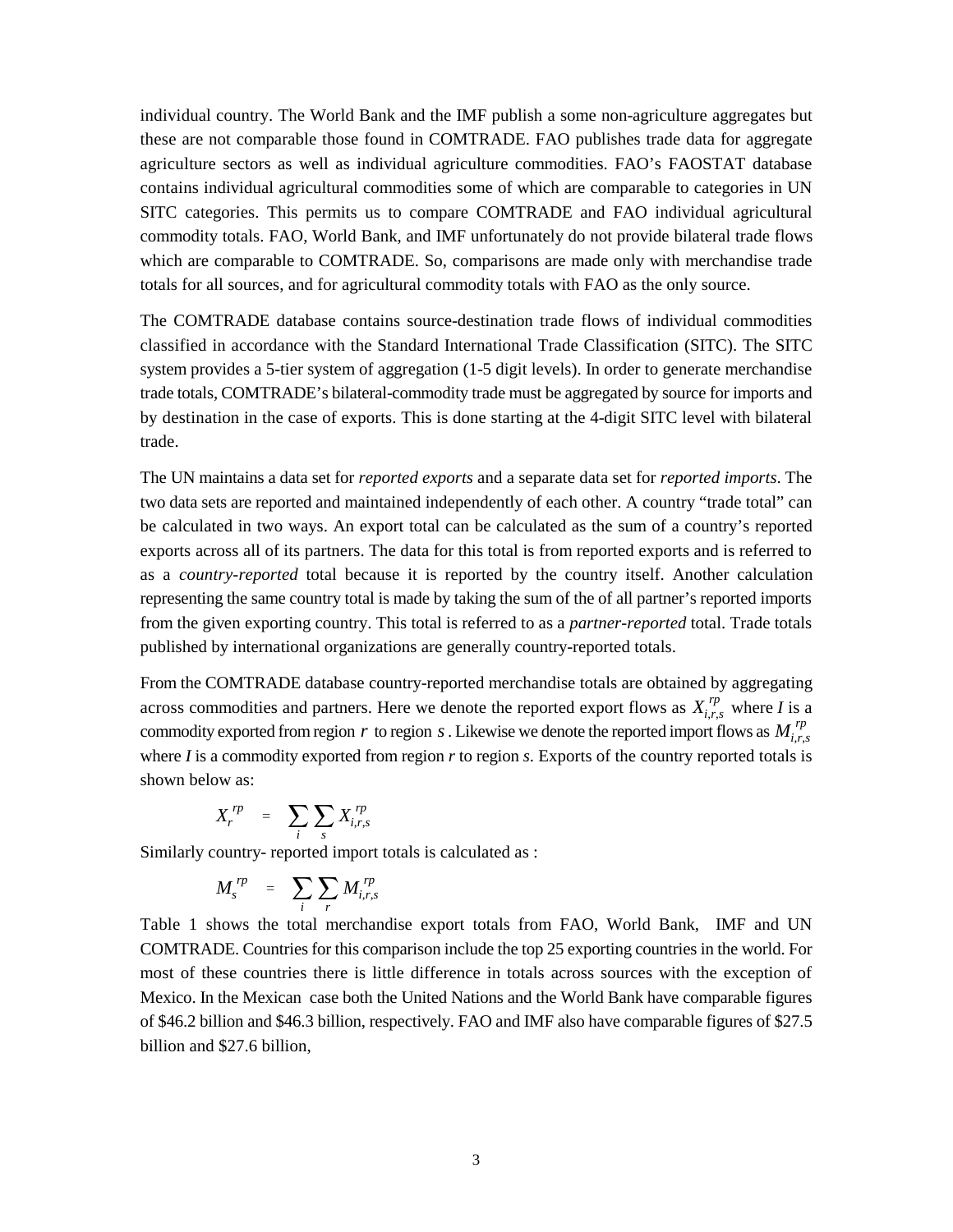individual country. The World Bank and the IMF publish a some non-agriculture aggregates but these are not comparable those found in COMTRADE. FAO publishes trade data for aggregate agriculture sectors as well as individual agriculture commodities. FAO's FAOSTAT database contains individual agricultural commodities some of which are comparable to categories in UN SITC categories. This permits us to compare COMTRADE and FAO individual agricultural commodity totals. FAO, World Bank, and IMF unfortunately do not provide bilateral trade flows which are comparable to COMTRADE. So, comparisons are made only with merchandise trade totals for all sources, and for agricultural commodity totals with FAO as the only source.

The COMTRADE database contains source-destination trade flows of individual commodities classified in accordance with the Standard International Trade Classification (SITC). The SITC system provides a 5-tier system of aggregation (1-5 digit levels). In order to generate merchandise trade totals, COMTRADE's bilateral-commodity trade must be aggregated by source for imports and by destination in the case of exports. This is done starting at the 4-digit SITC level with bilateral trade.

The UN maintains a data set for *reported exports* and a separate data set for *reported imports*. The two data sets are reported and maintained independently of each other. A country "trade total" can be calculated in two ways. An export total can be calculated as the sum of a country's reported exports across all of its partners. The data for this total is from reported exports and is referred to as a *country-reported* total because it is reported by the country itself. Another calculation representing the same country total is made by taking the sum of the of all partner's reported imports from the given exporting country. This total is referred to as a *partner-reported* total. Trade totals published by international organizations are generally country-reported totals.

From the COMTRADE database country-reported merchandise totals are obtained by aggregating across commodities and partners. Here we denote the reported export flows as $X_{i,r,s}^{rp}$ where *I* is a commodity exported from region $r$ to region $s$. Likewise we denote the reported import flows as $M_{i,r,s}^{rp}$ where *I* is a commodity exported from region *r* to region *s*. Exports of the country reported totals is shown below as:

$$X_r^{rp} = \sum_i \sum_s X_{i,r,s}^{rp}$$

Similarly country- reported import totals is calculated as :

$$M_s^{rp} = \sum_i \sum_r M_{i,r,s}^{rp}$$

Table 1 shows the total merchandise export totals from FAO, World Bank, IMF and UN COMTRADE. Countries for this comparison include the top 25 exporting countries in the world. For most of these countries there is little difference in totals across sources with the exception of Mexico. In the Mexican case both the United Nations and the World Bank have comparable figures of $46.2 billion and $46.3 billion, respectively. FAO and IMF also have comparable figures of $27.5 billion and $27.6 billion,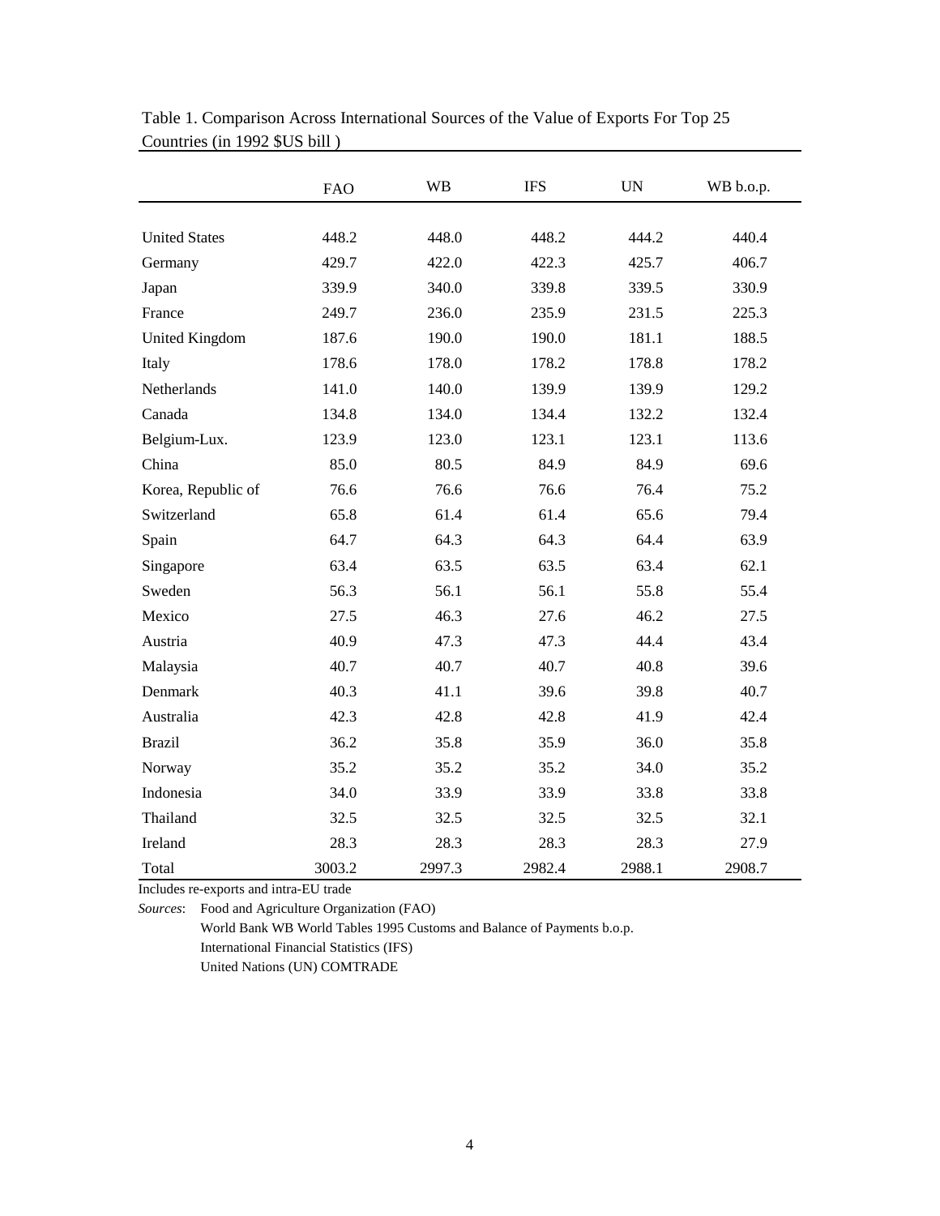Table 1. Comparison Across International Sources of the Value of Exports For Top 25 Countries (in 1992 $US bill )

| | FAO | WB | IFS | UN | WB b.o.p. |
|---|---|---|---|---|---|
| United States | 448.2 | 448.0 | 448.2 | 444.2 | 440.4 |
| Germany | 429.7 | 422.0 | 422.3 | 425.7 | 406.7 |
| Japan | 339.9 | 340.0 | 339.8 | 339.5 | 330.9 |
| France | 249.7 | 236.0 | 235.9 | 231.5 | 225.3 |
| United Kingdom | 187.6 | 190.0 | 190.0 | 181.1 | 188.5 |
| Italy | 178.6 | 178.0 | 178.2 | 178.8 | 178.2 |
| Netherlands | 141.0 | 140.0 | 139.9 | 139.9 | 129.2 |
| Canada | 134.8 | 134.0 | 134.4 | 132.2 | 132.4 |
| Belgium-Lux. | 123.9 | 123.0 | 123.1 | 123.1 | 113.6 |
| China | 85.0 | 80.5 | 84.9 | 84.9 | 69.6 |
| Korea, Republic of | 76.6 | 76.6 | 76.6 | 76.4 | 75.2 |
| Switzerland | 65.8 | 61.4 | 61.4 | 65.6 | 79.4 |
| Spain | 64.7 | 64.3 | 64.3 | 64.4 | 63.9 |
| Singapore | 63.4 | 63.5 | 63.5 | 63.4 | 62.1 |
| Sweden | 56.3 | 56.1 | 56.1 | 55.8 | 55.4 |
| Mexico | 27.5 | 46.3 | 27.6 | 46.2 | 27.5 |
| Austria | 40.9 | 47.3 | 47.3 | 44.4 | 43.4 |
| Malaysia | 40.7 | 40.7 | 40.7 | 40.8 | 39.6 |
| Denmark | 40.3 | 41.1 | 39.6 | 39.8 | 40.7 |
| Australia | 42.3 | 42.8 | 42.8 | 41.9 | 42.4 |
| Brazil | 36.2 | 35.8 | 35.9 | 36.0 | 35.8 |
| Norway | 35.2 | 35.2 | 35.2 | 34.0 | 35.2 |
| Indonesia | 34.0 | 33.9 | 33.9 | 33.8 | 33.8 |
| Thailand | 32.5 | 32.5 | 32.5 | 32.5 | 32.1 |
| Ireland | 28.3 | 28.3 | 28.3 | 28.3 | 27.9 |
| Total | 3003.2 | 2997.3 | 2982.4 | 2988.1 | 2908.7 |

Includes re-exports and intra-EU trade

*Sources*: Food and Agriculture Organization (FAO)
World Bank WB World Tables 1995 Customs and Balance of Payments b.o.p.
International Financial Statistics (IFS)
United Nations (UN) COMTRADE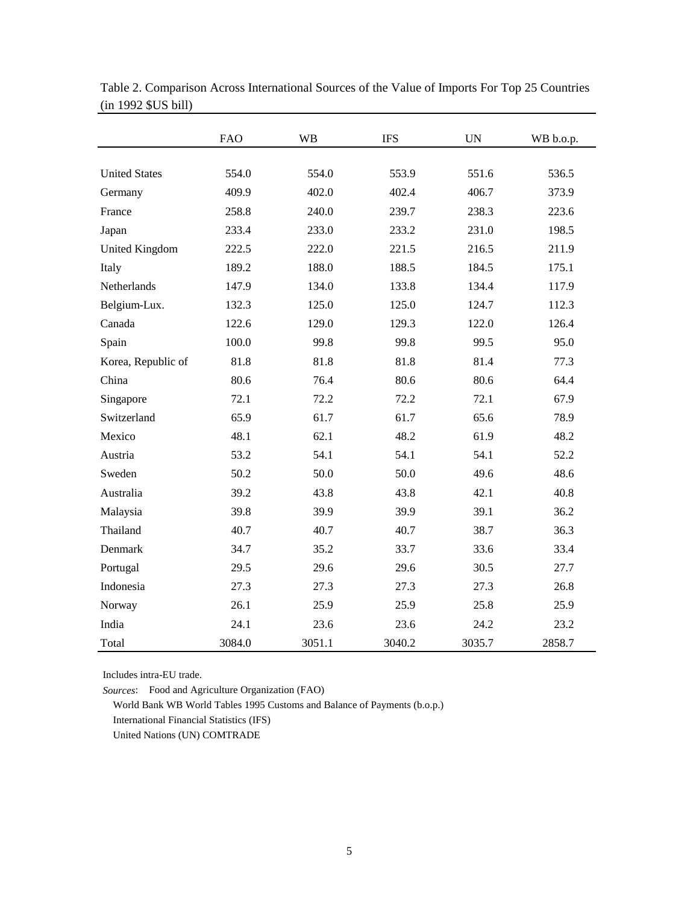Table 2. Comparison Across International Sources of the Value of Imports For Top 25 Countries (in 1992 $US bill)

| | FAO | WB | IFS | UN | WB b.o.p. |
|---|---|---|---|---|---|
| United States | 554.0 | 554.0 | 553.9 | 551.6 | 536.5 |
| Germany | 409.9 | 402.0 | 402.4 | 406.7 | 373.9 |
| France | 258.8 | 240.0 | 239.7 | 238.3 | 223.6 |
| Japan | 233.4 | 233.0 | 233.2 | 231.0 | 198.5 |
| United Kingdom | 222.5 | 222.0 | 221.5 | 216.5 | 211.9 |
| Italy | 189.2 | 188.0 | 188.5 | 184.5 | 175.1 |
| Netherlands | 147.9 | 134.0 | 133.8 | 134.4 | 117.9 |
| Belgium-Lux. | 132.3 | 125.0 | 125.0 | 124.7 | 112.3 |
| Canada | 122.6 | 129.0 | 129.3 | 122.0 | 126.4 |
| Spain | 100.0 | 99.8 | 99.8 | 99.5 | 95.0 |
| Korea, Republic of | 81.8 | 81.8 | 81.8 | 81.4 | 77.3 |
| China | 80.6 | 76.4 | 80.6 | 80.6 | 64.4 |
| Singapore | 72.1 | 72.2 | 72.2 | 72.1 | 67.9 |
| Switzerland | 65.9 | 61.7 | 61.7 | 65.6 | 78.9 |
| Mexico | 48.1 | 62.1 | 48.2 | 61.9 | 48.2 |
| Austria | 53.2 | 54.1 | 54.1 | 54.1 | 52.2 |
| Sweden | 50.2 | 50.0 | 50.0 | 49.6 | 48.6 |
| Australia | 39.2 | 43.8 | 43.8 | 42.1 | 40.8 |
| Malaysia | 39.8 | 39.9 | 39.9 | 39.1 | 36.2 |
| Thailand | 40.7 | 40.7 | 40.7 | 38.7 | 36.3 |
| Denmark | 34.7 | 35.2 | 33.7 | 33.6 | 33.4 |
| Portugal | 29.5 | 29.6 | 29.6 | 30.5 | 27.7 |
| Indonesia | 27.3 | 27.3 | 27.3 | 27.3 | 26.8 |
| Norway | 26.1 | 25.9 | 25.9 | 25.8 | 25.9 |
| India | 24.1 | 23.6 | 23.6 | 24.2 | 23.2 |
| Total | 3084.0 | 3051.1 | 3040.2 | 3035.7 | 2858.7 |

Includes intra-EU trade.

*Sources*: Food and Agriculture Organization (FAO)

World Bank WB World Tables 1995 Customs and Balance of Payments (b.o.p.)

International Financial Statistics (IFS)

United Nations (UN) COMTRADE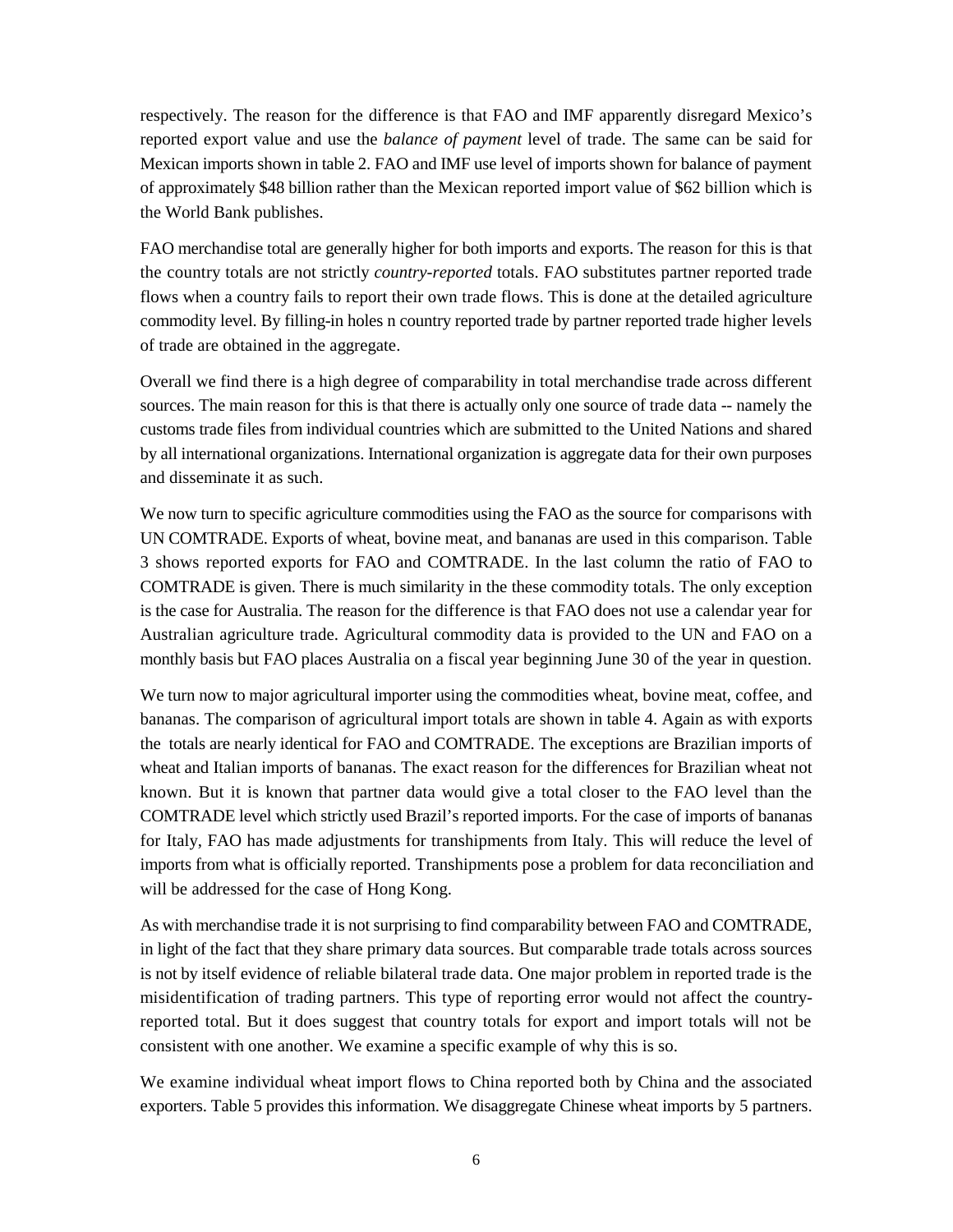respectively. The reason for the difference is that FAO and IMF apparently disregard Mexico's reported export value and use the *balance of payment* level of trade. The same can be said for Mexican imports shown in table 2. FAO and IMF use level of imports shown for balance of payment of approximately \$48 billion rather than the Mexican reported import value of \$62 billion which is the World Bank publishes.

FAO merchandise total are generally higher for both imports and exports. The reason for this is that the country totals are not strictly *country-reported* totals. FAO substitutes partner reported trade flows when a country fails to report their own trade flows. This is done at the detailed agriculture commodity level. By filling-in holes n country reported trade by partner reported trade higher levels of trade are obtained in the aggregate.

Overall we find there is a high degree of comparability in total merchandise trade across different sources. The main reason for this is that there is actually only one source of trade data -- namely the customs trade files from individual countries which are submitted to the United Nations and shared by all international organizations. International organization is aggregate data for their own purposes and disseminate it as such.

We now turn to specific agriculture commodities using the FAO as the source for comparisons with UN COMTRADE. Exports of wheat, bovine meat, and bananas are used in this comparison. Table 3 shows reported exports for FAO and COMTRADE. In the last column the ratio of FAO to COMTRADE is given. There is much similarity in the these commodity totals. The only exception is the case for Australia. The reason for the difference is that FAO does not use a calendar year for Australian agriculture trade. Agricultural commodity data is provided to the UN and FAO on a monthly basis but FAO places Australia on a fiscal year beginning June 30 of the year in question.

We turn now to major agricultural importer using the commodities wheat, bovine meat, coffee, and bananas. The comparison of agricultural import totals are shown in table 4. Again as with exports the totals are nearly identical for FAO and COMTRADE. The exceptions are Brazilian imports of wheat and Italian imports of bananas. The exact reason for the differences for Brazilian wheat not known. But it is known that partner data would give a total closer to the FAO level than the COMTRADE level which strictly used Brazil's reported imports. For the case of imports of bananas for Italy, FAO has made adjustments for transhipments from Italy. This will reduce the level of imports from what is officially reported. Transhipments pose a problem for data reconciliation and will be addressed for the case of Hong Kong.

As with merchandise trade it is not surprising to find comparability between FAO and COMTRADE, in light of the fact that they share primary data sources. But comparable trade totals across sources is not by itself evidence of reliable bilateral trade data. One major problem in reported trade is the misidentification of trading partners. This type of reporting error would not affect the country-reported total. But it does suggest that country totals for export and import totals will not be consistent with one another. We examine a specific example of why this is so.

We examine individual wheat import flows to China reported both by China and the associated exporters. Table 5 provides this information. We disaggregate Chinese wheat imports by 5 partners.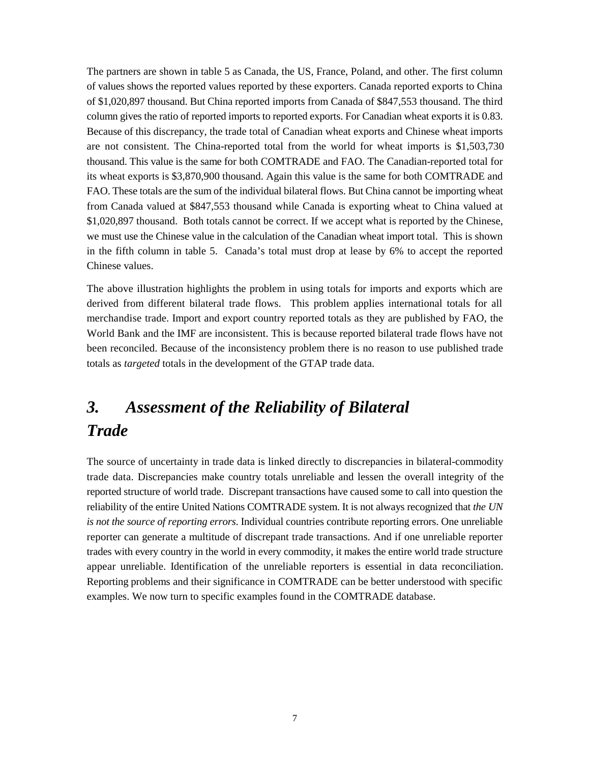The partners are shown in table 5 as Canada, the US, France, Poland, and other. The first column of values shows the reported values reported by these exporters. Canada reported exports to China of $1,020,897 thousand. But China reported imports from Canada of $847,553 thousand. The third column gives the ratio of reported imports to reported exports. For Canadian wheat exports it is 0.83. Because of this discrepancy, the trade total of Canadian wheat exports and Chinese wheat imports are not consistent. The China-reported total from the world for wheat imports is $1,503,730 thousand. This value is the same for both COMTRADE and FAO. The Canadian-reported total for its wheat exports is $3,870,900 thousand. Again this value is the same for both COMTRADE and FAO. These totals are the sum of the individual bilateral flows. But China cannot be importing wheat from Canada valued at $847,553 thousand while Canada is exporting wheat to China valued at $1,020,897 thousand. Both totals cannot be correct. If we accept what is reported by the Chinese, we must use the Chinese value in the calculation of the Canadian wheat import total. This is shown in the fifth column in table 5. Canada's total must drop at lease by 6% to accept the reported Chinese values.

The above illustration highlights the problem in using totals for imports and exports which are derived from different bilateral trade flows. This problem applies international totals for all merchandise trade. Import and export country reported totals as they are published by FAO, the World Bank and the IMF are inconsistent. This is because reported bilateral trade flows have not been reconciled. Because of the inconsistency problem there is no reason to use published trade totals as *targeted* totals in the development of the GTAP trade data.

## *3. Assessment of the Reliability of Bilateral Trade*

The source of uncertainty in trade data is linked directly to discrepancies in bilateral-commodity trade data. Discrepancies make country totals unreliable and lessen the overall integrity of the reported structure of world trade. Discrepant transactions have caused some to call into question the reliability of the entire United Nations COMTRADE system. It is not always recognized that *the UN is not the source of reporting errors*. Individual countries contribute reporting errors. One unreliable reporter can generate a multitude of discrepant trade transactions. And if one unreliable reporter trades with every country in the world in every commodity, it makes the entire world trade structure appear unreliable. Identification of the unreliable reporters is essential in data reconciliation. Reporting problems and their significance in COMTRADE can be better understood with specific examples. We now turn to specific examples found in the COMTRADE database.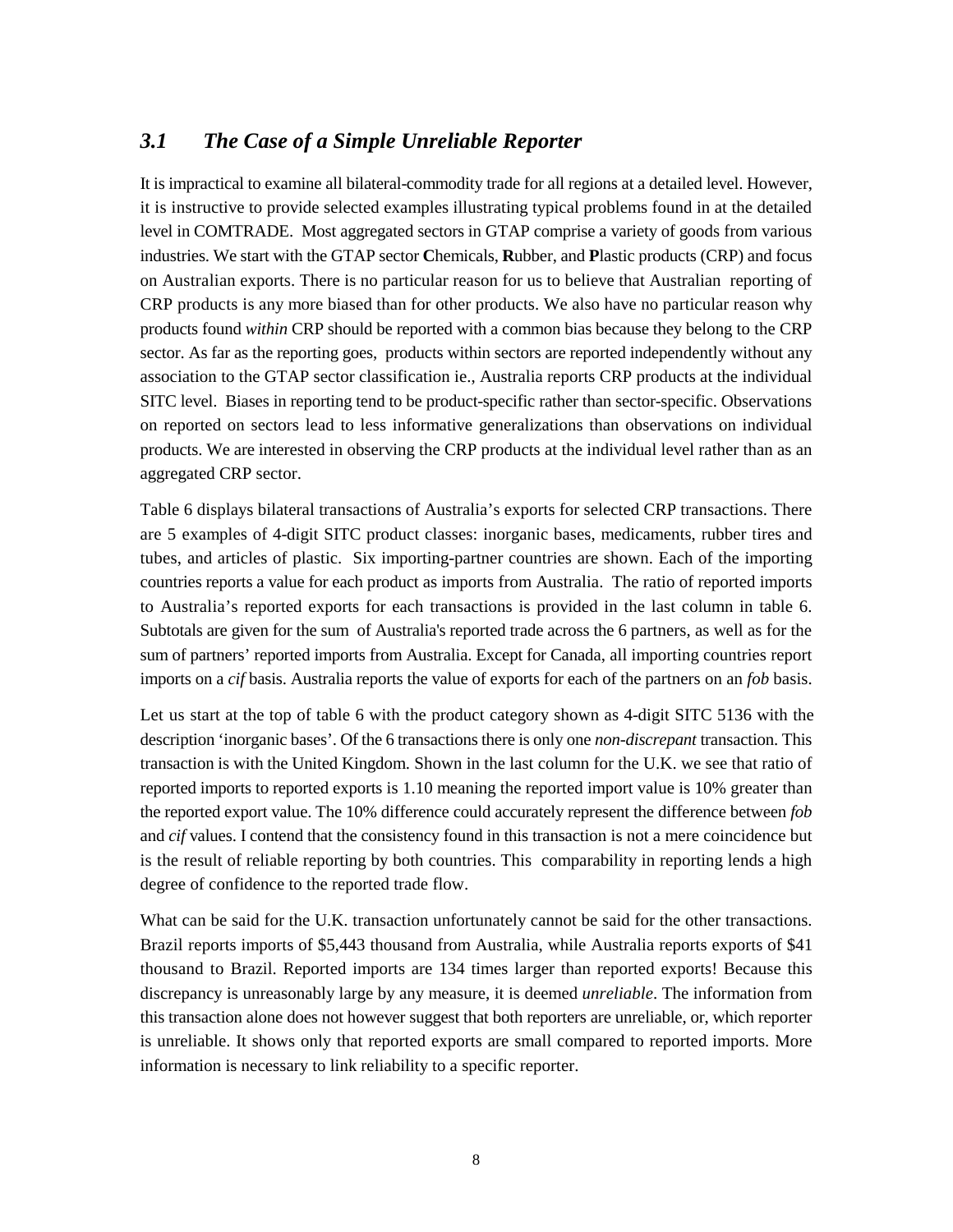### *3.1 The Case of a Simple Unreliable Reporter*

It is impractical to examine all bilateral-commodity trade for all regions at a detailed level. However, it is instructive to provide selected examples illustrating typical problems found in at the detailed level in COMTRADE. Most aggregated sectors in GTAP comprise a variety of goods from various industries. We start with the GTAP sector **C**hemicals, **R**ubber, and **P**lastic products (CRP) and focus on Australian exports. There is no particular reason for us to believe that Australian reporting of CRP products is any more biased than for other products. We also have no particular reason why products found *within* CRP should be reported with a common bias because they belong to the CRP sector. As far as the reporting goes, products within sectors are reported independently without any association to the GTAP sector classification ie., Australia reports CRP products at the individual SITC level. Biases in reporting tend to be product-specific rather than sector-specific. Observations on reported on sectors lead to less informative generalizations than observations on individual products. We are interested in observing the CRP products at the individual level rather than as an aggregated CRP sector.

Table 6 displays bilateral transactions of Australia's exports for selected CRP transactions. There are 5 examples of 4-digit SITC product classes: inorganic bases, medicaments, rubber tires and tubes, and articles of plastic. Six importing-partner countries are shown. Each of the importing countries reports a value for each product as imports from Australia. The ratio of reported imports to Australia's reported exports for each transactions is provided in the last column in table 6. Subtotals are given for the sum of Australia's reported trade across the 6 partners, as well as for the sum of partners' reported imports from Australia. Except for Canada, all importing countries report imports on a *cif* basis. Australia reports the value of exports for each of the partners on an *fob* basis.

Let us start at the top of table 6 with the product category shown as 4-digit SITC 5136 with the description 'inorganic bases'. Of the 6 transactions there is only one *non-discrepant* transaction. This transaction is with the United Kingdom. Shown in the last column for the U.K. we see that ratio of reported imports to reported exports is 1.10 meaning the reported import value is 10% greater than the reported export value. The 10% difference could accurately represent the difference between *fob* and *cif* values. I contend that the consistency found in this transaction is not a mere coincidence but is the result of reliable reporting by both countries. This comparability in reporting lends a high degree of confidence to the reported trade flow.

What can be said for the U.K. transaction unfortunately cannot be said for the other transactions. Brazil reports imports of $5,443 thousand from Australia, while Australia reports exports of $41 thousand to Brazil. Reported imports are 134 times larger than reported exports! Because this discrepancy is unreasonably large by any measure, it is deemed *unreliable*. The information from this transaction alone does not however suggest that both reporters are unreliable, or, which reporter is unreliable. It shows only that reported exports are small compared to reported imports. More information is necessary to link reliability to a specific reporter.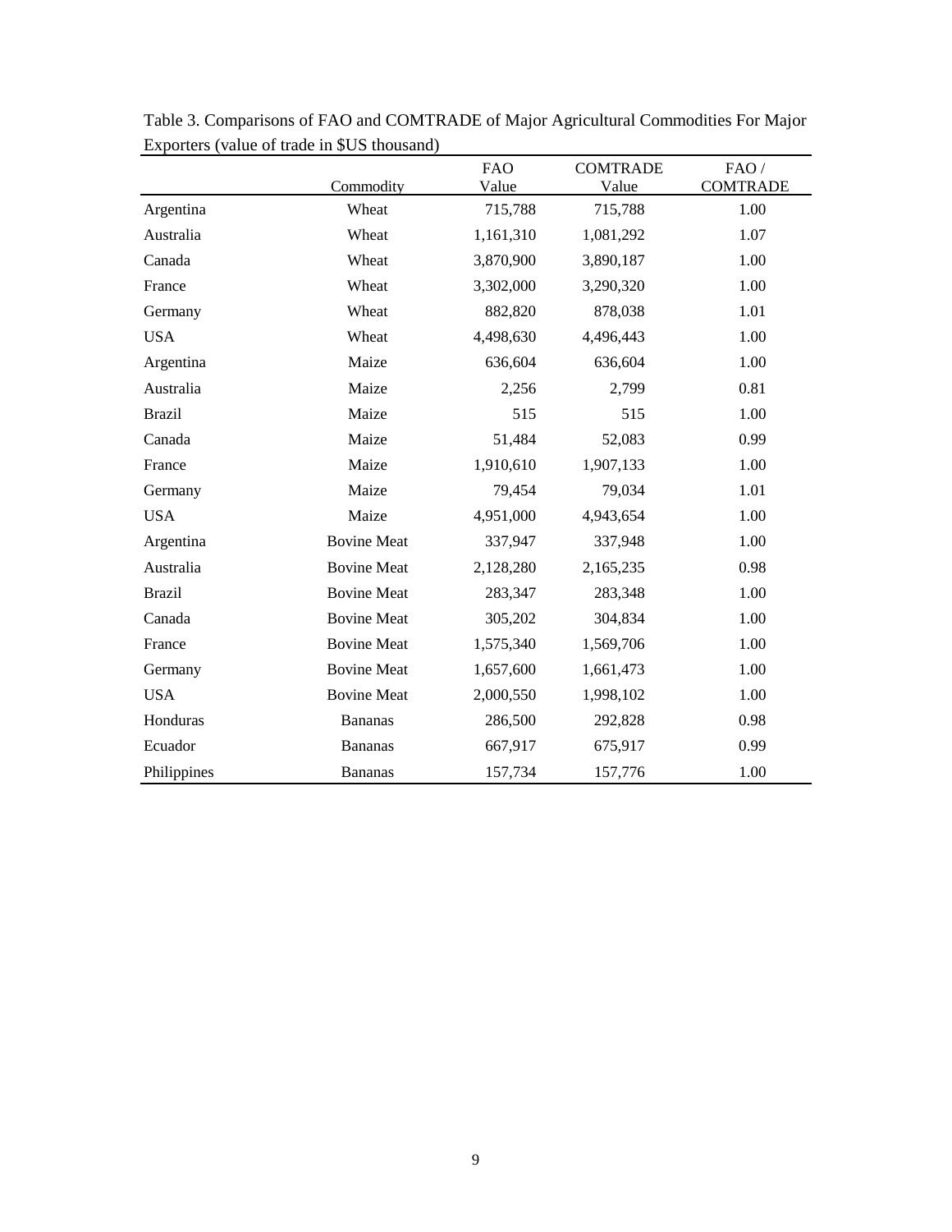Table 3. Comparisons of FAO and COMTRADE of Major Agricultural Commodities For Major Exporters (value of trade in $US thousand)

| | Commodity | FAO Value | COMTRADE Value | FAO / COMTRADE |
|---|---|---|---|---|
| Argentina | Wheat | 715,788 | 715,788 | 1.00 |
| Australia | Wheat | 1,161,310 | 1,081,292 | 1.07 |
| Canada | Wheat | 3,870,900 | 3,890,187 | 1.00 |
| France | Wheat | 3,302,000 | 3,290,320 | 1.00 |
| Germany | Wheat | 882,820 | 878,038 | 1.01 |
| USA | Wheat | 4,498,630 | 4,496,443 | 1.00 |
| Argentina | Maize | 636,604 | 636,604 | 1.00 |
| Australia | Maize | 2,256 | 2,799 | 0.81 |
| Brazil | Maize | 515 | 515 | 1.00 |
| Canada | Maize | 51,484 | 52,083 | 0.99 |
| France | Maize | 1,910,610 | 1,907,133 | 1.00 |
| Germany | Maize | 79,454 | 79,034 | 1.01 |
| USA | Maize | 4,951,000 | 4,943,654 | 1.00 |
| Argentina | Bovine Meat | 337,947 | 337,948 | 1.00 |
| Australia | Bovine Meat | 2,128,280 | 2,165,235 | 0.98 |
| Brazil | Bovine Meat | 283,347 | 283,348 | 1.00 |
| Canada | Bovine Meat | 305,202 | 304,834 | 1.00 |
| France | Bovine Meat | 1,575,340 | 1,569,706 | 1.00 |
| Germany | Bovine Meat | 1,657,600 | 1,661,473 | 1.00 |
| USA | Bovine Meat | 2,000,550 | 1,998,102 | 1.00 |
| Honduras | Bananas | 286,500 | 292,828 | 0.98 |
| Ecuador | Bananas | 667,917 | 675,917 | 0.99 |
| Philippines | Bananas | 157,734 | 157,776 | 1.00 |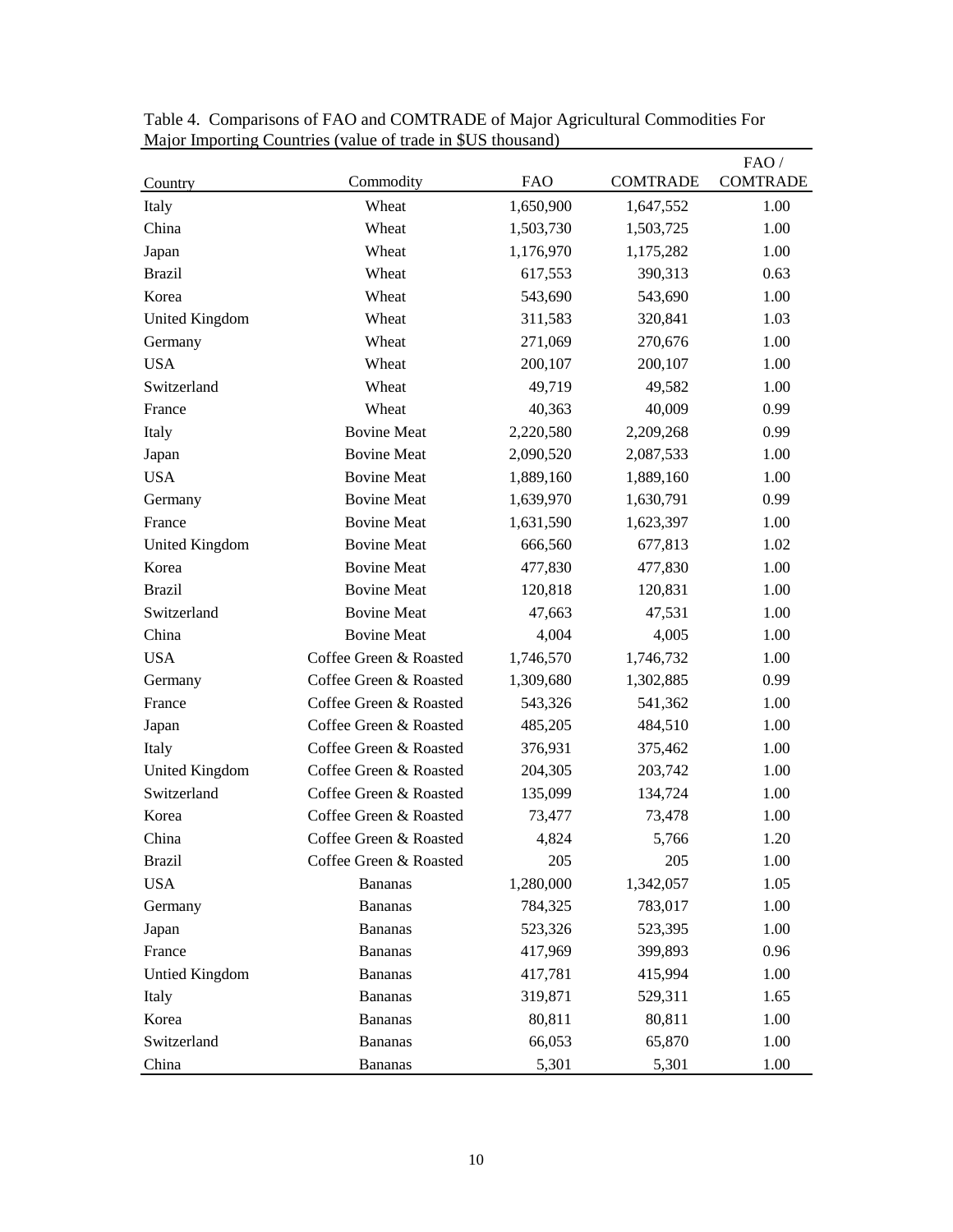Table 4. Comparisons of FAO and COMTRADE of Major Agricultural Commodities For Major Importing Countries (value of trade in $US thousand)

| Country | Commodity | FAO | COMTRADE | FAO / COMTRADE |
|---|---|---|---|---|
| Italy | Wheat | 1,650,900 | 1,647,552 | 1.00 |
| China | Wheat | 1,503,730 | 1,503,725 | 1.00 |
| Japan | Wheat | 1,176,970 | 1,175,282 | 1.00 |
| Brazil | Wheat | 617,553 | 390,313 | 0.63 |
| Korea | Wheat | 543,690 | 543,690 | 1.00 |
| United Kingdom | Wheat | 311,583 | 320,841 | 1.03 |
| Germany | Wheat | 271,069 | 270,676 | 1.00 |
| USA | Wheat | 200,107 | 200,107 | 1.00 |
| Switzerland | Wheat | 49,719 | 49,582 | 1.00 |
| France | Wheat | 40,363 | 40,009 | 0.99 |
| Italy | Bovine Meat | 2,220,580 | 2,209,268 | 0.99 |
| Japan | Bovine Meat | 2,090,520 | 2,087,533 | 1.00 |
| USA | Bovine Meat | 1,889,160 | 1,889,160 | 1.00 |
| Germany | Bovine Meat | 1,639,970 | 1,630,791 | 0.99 |
| France | Bovine Meat | 1,631,590 | 1,623,397 | 1.00 |
| United Kingdom | Bovine Meat | 666,560 | 677,813 | 1.02 |
| Korea | Bovine Meat | 477,830 | 477,830 | 1.00 |
| Brazil | Bovine Meat | 120,818 | 120,831 | 1.00 |
| Switzerland | Bovine Meat | 47,663 | 47,531 | 1.00 |
| China | Bovine Meat | 4,004 | 4,005 | 1.00 |
| USA | Coffee Green & Roasted | 1,746,570 | 1,746,732 | 1.00 |
| Germany | Coffee Green & Roasted | 1,309,680 | 1,302,885 | 0.99 |
| France | Coffee Green & Roasted | 543,326 | 541,362 | 1.00 |
| Japan | Coffee Green & Roasted | 485,205 | 484,510 | 1.00 |
| Italy | Coffee Green & Roasted | 376,931 | 375,462 | 1.00 |
| United Kingdom | Coffee Green & Roasted | 204,305 | 203,742 | 1.00 |
| Switzerland | Coffee Green & Roasted | 135,099 | 134,724 | 1.00 |
| Korea | Coffee Green & Roasted | 73,477 | 73,478 | 1.00 |
| China | Coffee Green & Roasted | 4,824 | 5,766 | 1.20 |
| Brazil | Coffee Green & Roasted | 205 | 205 | 1.00 |
| USA | Bananas | 1,280,000 | 1,342,057 | 1.05 |
| Germany | Bananas | 784,325 | 783,017 | 1.00 |
| Japan | Bananas | 523,326 | 523,395 | 1.00 |
| France | Bananas | 417,969 | 399,893 | 0.96 |
| Untied Kingdom | Bananas | 417,781 | 415,994 | 1.00 |
| Italy | Bananas | 319,871 | 529,311 | 1.65 |
| Korea | Bananas | 80,811 | 80,811 | 1.00 |
| Switzerland | Bananas | 66,053 | 65,870 | 1.00 |
| China | Bananas | 5,301 | 5,301 | 1.00 |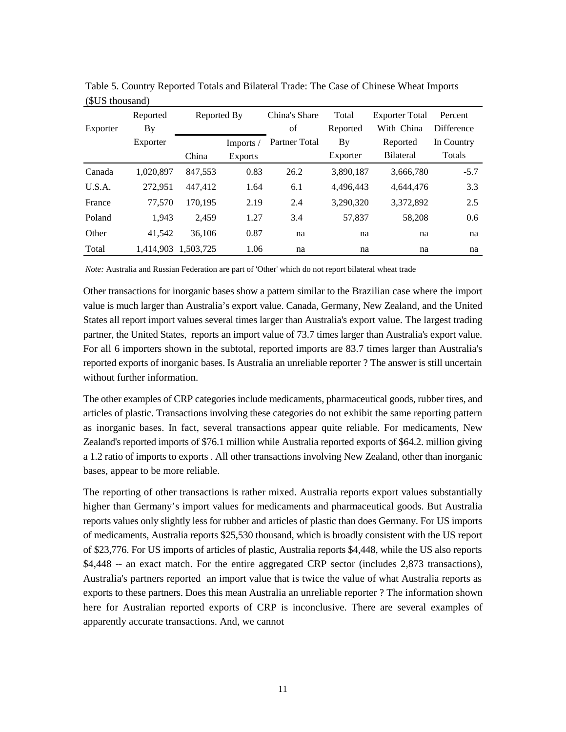Table 5. Country Reported Totals and Bilateral Trade: The Case of Chinese Wheat Imports ($US thousand)

| Exporter | Reported By Exporter | Reported By China | Imports / Exports | China's Share of Partner Total | Total Reported By Exporter | Exporter Total With China Reported Bilateral | Percent Difference In Country Totals |
|---|---|---|---|---|---|---|---|
| Canada | 1,020,897 | 847,553 | 0.83 | 26.2 | 3,890,187 | 3,666,780 | -5.7 |
| U.S.A. | 272,951 | 447,412 | 1.64 | 6.1 | 4,496,443 | 4,644,476 | 3.3 |
| France | 77,570 | 170,195 | 2.19 | 2.4 | 3,290,320 | 3,372,892 | 2.5 |
| Poland | 1,943 | 2,459 | 1.27 | 3.4 | 57,837 | 58,208 | 0.6 |
| Other | 41,542 | 36,106 | 0.87 | na | na | na | na |
| Total | 1,414,903 | 1,503,725 | 1.06 | na | na | na | na |

*Note:* Australia and Russian Federation are part of 'Other' which do not report bilateral wheat trade

Other transactions for inorganic bases show a pattern similar to the Brazilian case where the import value is much larger than Australia's export value. Canada, Germany, New Zealand, and the United States all report import values several times larger than Australia's export value. The largest trading partner, the United States, reports an import value of 73.7 times larger than Australia's export value. For all 6 importers shown in the subtotal, reported imports are 83.7 times larger than Australia's reported exports of inorganic bases. Is Australia an unreliable reporter ? The answer is still uncertain without further information.

The other examples of CRP categories include medicaments, pharmaceutical goods, rubber tires, and articles of plastic. Transactions involving these categories do not exhibit the same reporting pattern as inorganic bases. In fact, several transactions appear quite reliable. For medicaments, New Zealand's reported imports of $76.1 million while Australia reported exports of $64.2. million giving a 1.2 ratio of imports to exports . All other transactions involving New Zealand, other than inorganic bases, appear to be more reliable.

The reporting of other transactions is rather mixed. Australia reports export values substantially higher than Germany's import values for medicaments and pharmaceutical goods. But Australia reports values only slightly less for rubber and articles of plastic than does Germany. For US imports of medicaments, Australia reports $25,530 thousand, which is broadly consistent with the US report of $23,776. For US imports of articles of plastic, Australia reports $4,448, while the US also reports $4,448 -- an exact match. For the entire aggregated CRP sector (includes 2,873 transactions), Australia's partners reported an import value that is twice the value of what Australia reports as exports to these partners. Does this mean Australia an unreliable reporter ? The information shown here for Australian reported exports of CRP is inconclusive. There are several examples of apparently accurate transactions. And, we cannot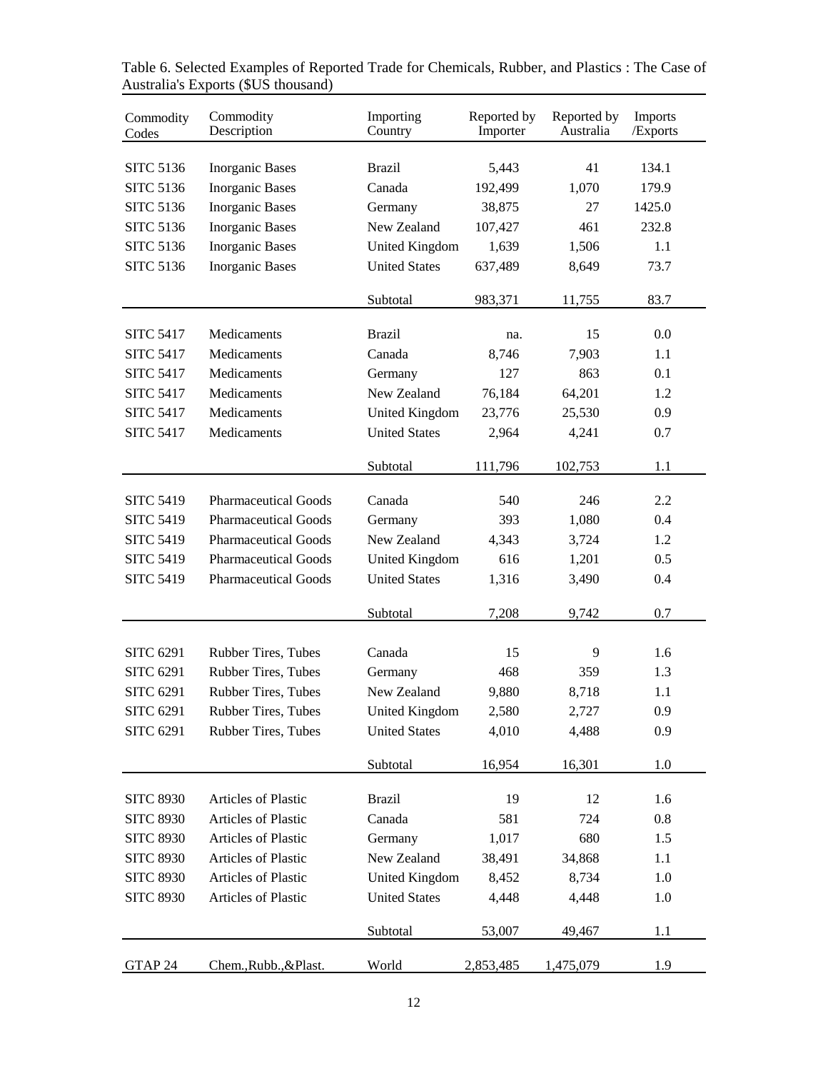Table 6. Selected Examples of Reported Trade for Chemicals, Rubber, and Plastics : The Case of Australia's Exports ($US thousand)

| Commodity Codes | Commodity Description | Importing Country | Reported by Importer | Reported by Australia | Imports /Exports |
|---|---|---|---|---|---|
| SITC 5136 | Inorganic Bases | Brazil | 5,443 | 41 | 134.1 |
| SITC 5136 | Inorganic Bases | Canada | 192,499 | 1,070 | 179.9 |
| SITC 5136 | Inorganic Bases | Germany | 38,875 | 27 | 1425.0 |
| SITC 5136 | Inorganic Bases | New Zealand | 107,427 | 461 | 232.8 |
| SITC 5136 | Inorganic Bases | United Kingdom | 1,639 | 1,506 | 1.1 |
| SITC 5136 | Inorganic Bases | United States | 637,489 | 8,649 | 73.7 |
| | | Subtotal | 983,371 | 11,755 | 83.7 |
| SITC 5417 | Medicaments | Brazil | na. | 15 | 0.0 |
| SITC 5417 | Medicaments | Canada | 8,746 | 7,903 | 1.1 |
| SITC 5417 | Medicaments | Germany | 127 | 863 | 0.1 |
| SITC 5417 | Medicaments | New Zealand | 76,184 | 64,201 | 1.2 |
| SITC 5417 | Medicaments | United Kingdom | 23,776 | 25,530 | 0.9 |
| SITC 5417 | Medicaments | United States | 2,964 | 4,241 | 0.7 |
| | | Subtotal | 111,796 | 102,753 | 1.1 |
| SITC 5419 | Pharmaceutical Goods | Canada | 540 | 246 | 2.2 |
| SITC 5419 | Pharmaceutical Goods | Germany | 393 | 1,080 | 0.4 |
| SITC 5419 | Pharmaceutical Goods | New Zealand | 4,343 | 3,724 | 1.2 |
| SITC 5419 | Pharmaceutical Goods | United Kingdom | 616 | 1,201 | 0.5 |
| SITC 5419 | Pharmaceutical Goods | United States | 1,316 | 3,490 | 0.4 |
| | | Subtotal | 7,208 | 9,742 | 0.7 |
| SITC 6291 | Rubber Tires, Tubes | Canada | 15 | 9 | 1.6 |
| SITC 6291 | Rubber Tires, Tubes | Germany | 468 | 359 | 1.3 |
| SITC 6291 | Rubber Tires, Tubes | New Zealand | 9,880 | 8,718 | 1.1 |
| SITC 6291 | Rubber Tires, Tubes | United Kingdom | 2,580 | 2,727 | 0.9 |
| SITC 6291 | Rubber Tires, Tubes | United States | 4,010 | 4,488 | 0.9 |
| | | Subtotal | 16,954 | 16,301 | 1.0 |
| SITC 8930 | Articles of Plastic | Brazil | 19 | 12 | 1.6 |
| SITC 8930 | Articles of Plastic | Canada | 581 | 724 | 0.8 |
| SITC 8930 | Articles of Plastic | Germany | 1,017 | 680 | 1.5 |
| SITC 8930 | Articles of Plastic | New Zealand | 38,491 | 34,868 | 1.1 |
| SITC 8930 | Articles of Plastic | United Kingdom | 8,452 | 8,734 | 1.0 |
| SITC 8930 | Articles of Plastic | United States | 4,448 | 4,448 | 1.0 |
| | | Subtotal | 53,007 | 49,467 | 1.1 |
| GTAP 24 | Chem.,Rubb.,&Plast. | World | 2,853,485 | 1,475,079 | 1.9 |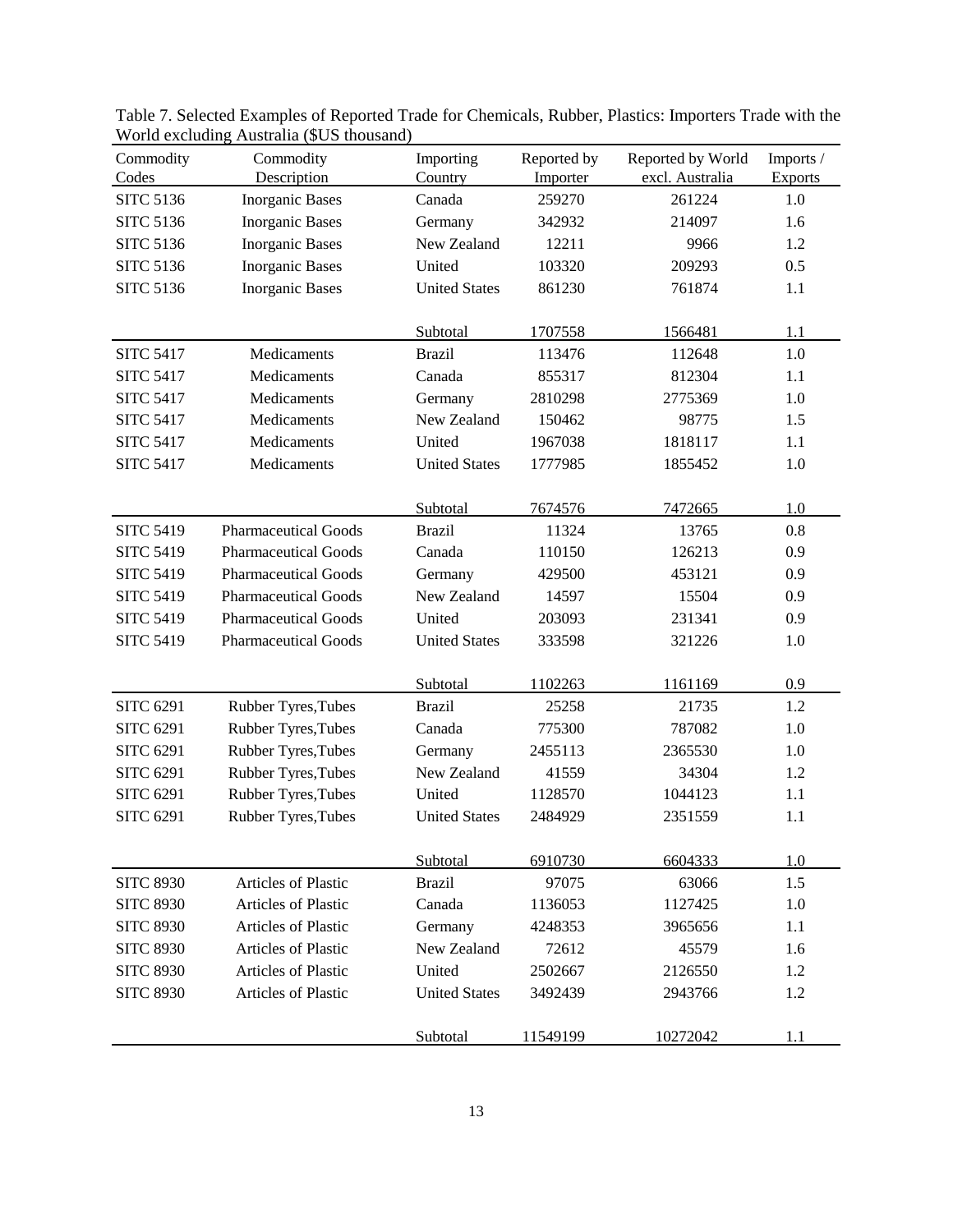Table 7. Selected Examples of Reported Trade for Chemicals, Rubber, Plastics: Importers Trade with the World excluding Australia ($US thousand)

| Commodity Codes | Commodity Description | Importing Country | Reported by Importer | Reported by World excl. Australia | Imports / Exports |
|---|---|---|---|---|---|
| SITC 5136 | Inorganic Bases | Canada | 259270 | 261224 | 1.0 |
| SITC 5136 | Inorganic Bases | Germany | 342932 | 214097 | 1.6 |
| SITC 5136 | Inorganic Bases | New Zealand | 12211 | 9966 | 1.2 |
| SITC 5136 | Inorganic Bases | United | 103320 | 209293 | 0.5 |
| SITC 5136 | Inorganic Bases | United States | 861230 | 761874 | 1.1 |
| | | Subtotal | 1707558 | 1566481 | 1.1 |
| SITC 5417 | Medicaments | Brazil | 113476 | 112648 | 1.0 |
| SITC 5417 | Medicaments | Canada | 855317 | 812304 | 1.1 |
| SITC 5417 | Medicaments | Germany | 2810298 | 2775369 | 1.0 |
| SITC 5417 | Medicaments | New Zealand | 150462 | 98775 | 1.5 |
| SITC 5417 | Medicaments | United | 1967038 | 1818117 | 1.1 |
| SITC 5417 | Medicaments | United States | 1777985 | 1855452 | 1.0 |
| | | Subtotal | 7674576 | 7472665 | 1.0 |
| SITC 5419 | Pharmaceutical Goods | Brazil | 11324 | 13765 | 0.8 |
| SITC 5419 | Pharmaceutical Goods | Canada | 110150 | 126213 | 0.9 |
| SITC 5419 | Pharmaceutical Goods | Germany | 429500 | 453121 | 0.9 |
| SITC 5419 | Pharmaceutical Goods | New Zealand | 14597 | 15504 | 0.9 |
| SITC 5419 | Pharmaceutical Goods | United | 203093 | 231341 | 0.9 |
| SITC 5419 | Pharmaceutical Goods | United States | 333598 | 321226 | 1.0 |
| | | Subtotal | 1102263 | 1161169 | 0.9 |
| SITC 6291 | Rubber Tyres,Tubes | Brazil | 25258 | 21735 | 1.2 |
| SITC 6291 | Rubber Tyres,Tubes | Canada | 775300 | 787082 | 1.0 |
| SITC 6291 | Rubber Tyres,Tubes | Germany | 2455113 | 2365530 | 1.0 |
| SITC 6291 | Rubber Tyres,Tubes | New Zealand | 41559 | 34304 | 1.2 |
| SITC 6291 | Rubber Tyres,Tubes | United | 1128570 | 1044123 | 1.1 |
| SITC 6291 | Rubber Tyres,Tubes | United States | 2484929 | 2351559 | 1.1 |
| | | Subtotal | 6910730 | 6604333 | 1.0 |
| SITC 8930 | Articles of Plastic | Brazil | 97075 | 63066 | 1.5 |
| SITC 8930 | Articles of Plastic | Canada | 1136053 | 1127425 | 1.0 |
| SITC 8930 | Articles of Plastic | Germany | 4248353 | 3965656 | 1.1 |
| SITC 8930 | Articles of Plastic | New Zealand | 72612 | 45579 | 1.6 |
| SITC 8930 | Articles of Plastic | United | 2502667 | 2126550 | 1.2 |
| SITC 8930 | Articles of Plastic | United States | 3492439 | 2943766 | 1.2 |
| | | Subtotal | 11549199 | 10272042 | 1.1 |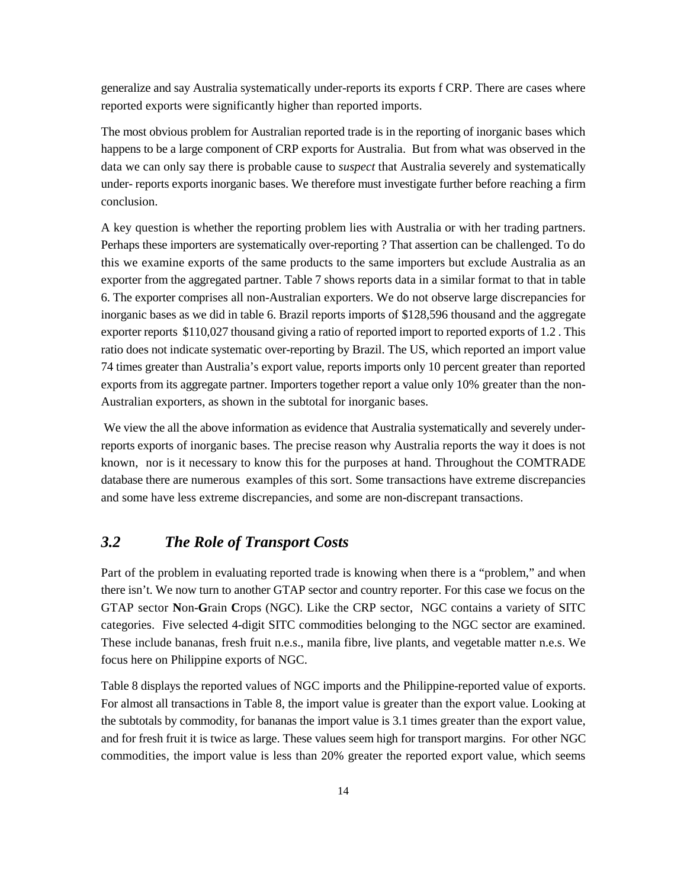generalize and say Australia systematically under-reports its exports f CRP. There are cases where reported exports were significantly higher than reported imports.

The most obvious problem for Australian reported trade is in the reporting of inorganic bases which happens to be a large component of CRP exports for Australia. But from what was observed in the data we can only say there is probable cause to *suspect* that Australia severely and systematically under- reports exports inorganic bases. We therefore must investigate further before reaching a firm conclusion.

A key question is whether the reporting problem lies with Australia or with her trading partners. Perhaps these importers are systematically over-reporting ? That assertion can be challenged. To do this we examine exports of the same products to the same importers but exclude Australia as an exporter from the aggregated partner. Table 7 shows reports data in a similar format to that in table 6. The exporter comprises all non-Australian exporters. We do not observe large discrepancies for inorganic bases as we did in table 6. Brazil reports imports of \$128,596 thousand and the aggregate exporter reports \$110,027 thousand giving a ratio of reported import to reported exports of 1.2 . This ratio does not indicate systematic over-reporting by Brazil. The US, which reported an import value 74 times greater than Australia's export value, reports imports only 10 percent greater than reported exports from its aggregate partner. Importers together report a value only 10% greater than the non-Australian exporters, as shown in the subtotal for inorganic bases.

We view the all the above information as evidence that Australia systematically and severely under-reports exports of inorganic bases. The precise reason why Australia reports the way it does is not known, nor is it necessary to know this for the purposes at hand. Throughout the COMTRADE database there are numerous examples of this sort. Some transactions have extreme discrepancies and some have less extreme discrepancies, and some are non-discrepant transactions.

## *3.2 The Role of Transport Costs*

Part of the problem in evaluating reported trade is knowing when there is a "problem," and when there isn't. We now turn to another GTAP sector and country reporter. For this case we focus on the GTAP sector **N**on-**G**rain **C**rops (NGC). Like the CRP sector, NGC contains a variety of SITC categories. Five selected 4-digit SITC commodities belonging to the NGC sector are examined. These include bananas, fresh fruit n.e.s., manila fibre, live plants, and vegetable matter n.e.s. We focus here on Philippine exports of NGC.

Table 8 displays the reported values of NGC imports and the Philippine-reported value of exports. For almost all transactions in Table 8, the import value is greater than the export value. Looking at the subtotals by commodity, for bananas the import value is 3.1 times greater than the export value, and for fresh fruit it is twice as large. These values seem high for transport margins. For other NGC commodities, the import value is less than 20% greater the reported export value, which seems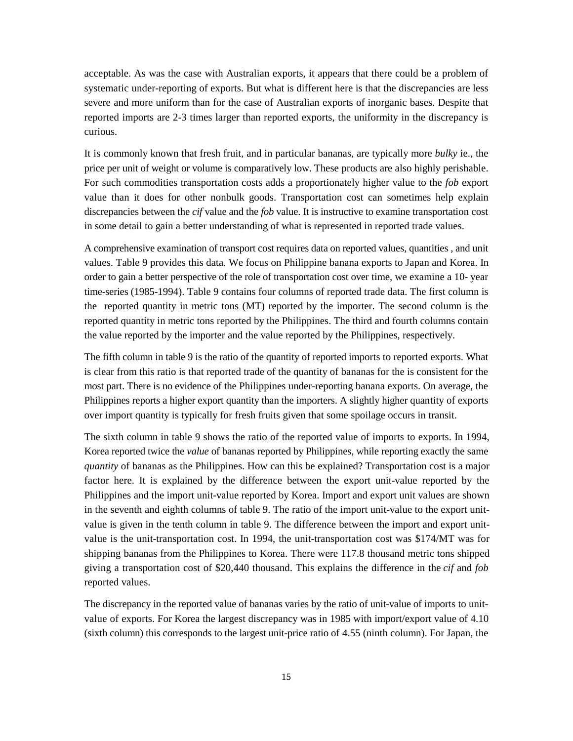acceptable. As was the case with Australian exports, it appears that there could be a problem of systematic under-reporting of exports. But what is different here is that the discrepancies are less severe and more uniform than for the case of Australian exports of inorganic bases. Despite that reported imports are 2-3 times larger than reported exports, the uniformity in the discrepancy is curious.

It is commonly known that fresh fruit, and in particular bananas, are typically more *bulky* ie., the price per unit of weight or volume is comparatively low. These products are also highly perishable. For such commodities transportation costs adds a proportionately higher value to the *fob* export value than it does for other nonbulk goods. Transportation cost can sometimes help explain discrepancies between the *cif* value and the *fob* value. It is instructive to examine transportation cost in some detail to gain a better understanding of what is represented in reported trade values.

A comprehensive examination of transport cost requires data on reported values, quantities , and unit values. Table 9 provides this data. We focus on Philippine banana exports to Japan and Korea. In order to gain a better perspective of the role of transportation cost over time, we examine a 10- year time-series (1985-1994). Table 9 contains four columns of reported trade data. The first column is the reported quantity in metric tons (MT) reported by the importer. The second column is the reported quantity in metric tons reported by the Philippines. The third and fourth columns contain the value reported by the importer and the value reported by the Philippines, respectively.

The fifth column in table 9 is the ratio of the quantity of reported imports to reported exports. What is clear from this ratio is that reported trade of the quantity of bananas for the is consistent for the most part. There is no evidence of the Philippines under-reporting banana exports. On average, the Philippines reports a higher export quantity than the importers. A slightly higher quantity of exports over import quantity is typically for fresh fruits given that some spoilage occurs in transit.

The sixth column in table 9 shows the ratio of the reported value of imports to exports. In 1994, Korea reported twice the *value* of bananas reported by Philippines, while reporting exactly the same *quantity* of bananas as the Philippines. How can this be explained? Transportation cost is a major factor here. It is explained by the difference between the export unit-value reported by the Philippines and the import unit-value reported by Korea. Import and export unit values are shown in the seventh and eighth columns of table 9. The ratio of the import unit-value to the export unit-value is given in the tenth column in table 9. The difference between the import and export unit-value is the unit-transportation cost. In 1994, the unit-transportation cost was $174/MT was for shipping bananas from the Philippines to Korea. There were 117.8 thousand metric tons shipped giving a transportation cost of $20,440 thousand. This explains the difference in the *cif* and *fob* reported values.

The discrepancy in the reported value of bananas varies by the ratio of unit-value of imports to unit-value of exports. For Korea the largest discrepancy was in 1985 with import/export value of 4.10 (sixth column) this corresponds to the largest unit-price ratio of 4.55 (ninth column). For Japan, the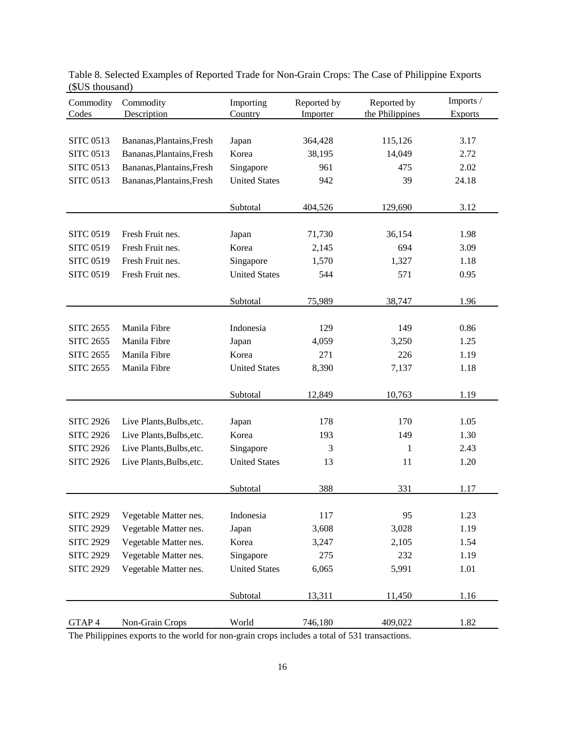Table 8. Selected Examples of Reported Trade for Non-Grain Crops: The Case of Philippine Exports ($US thousand)

| Commodity Codes | Commodity Description | Importing Country | Reported by Importer | Reported by the Philippines | Imports / Exports |
|---|---|---|---|---|---|
| SITC 0513 | Bananas,Plantains,Fresh | Japan | 364,428 | 115,126 | 3.17 |
| SITC 0513 | Bananas,Plantains,Fresh | Korea | 38,195 | 14,049 | 2.72 |
| SITC 0513 | Bananas,Plantains,Fresh | Singapore | 961 | 475 | 2.02 |
| SITC 0513 | Bananas,Plantains,Fresh | United States | 942 | 39 | 24.18 |
| | | Subtotal | 404,526 | 129,690 | 3.12 |
| SITC 0519 | Fresh Fruit nes. | Japan | 71,730 | 36,154 | 1.98 |
| SITC 0519 | Fresh Fruit nes. | Korea | 2,145 | 694 | 3.09 |
| SITC 0519 | Fresh Fruit nes. | Singapore | 1,570 | 1,327 | 1.18 |
| SITC 0519 | Fresh Fruit nes. | United States | 544 | 571 | 0.95 |
| | | Subtotal | 75,989 | 38,747 | 1.96 |
| SITC 2655 | Manila Fibre | Indonesia | 129 | 149 | 0.86 |
| SITC 2655 | Manila Fibre | Japan | 4,059 | 3,250 | 1.25 |
| SITC 2655 | Manila Fibre | Korea | 271 | 226 | 1.19 |
| SITC 2655 | Manila Fibre | United States | 8,390 | 7,137 | 1.18 |
| | | Subtotal | 12,849 | 10,763 | 1.19 |
| SITC 2926 | Live Plants,Bulbs,etc. | Japan | 178 | 170 | 1.05 |
| SITC 2926 | Live Plants,Bulbs,etc. | Korea | 193 | 149 | 1.30 |
| SITC 2926 | Live Plants,Bulbs,etc. | Singapore | 3 | 1 | 2.43 |
| SITC 2926 | Live Plants,Bulbs,etc. | United States | 13 | 11 | 1.20 |
| | | Subtotal | 388 | 331 | 1.17 |
| SITC 2929 | Vegetable Matter nes. | Indonesia | 117 | 95 | 1.23 |
| SITC 2929 | Vegetable Matter nes. | Japan | 3,608 | 3,028 | 1.19 |
| SITC 2929 | Vegetable Matter nes. | Korea | 3,247 | 2,105 | 1.54 |
| SITC 2929 | Vegetable Matter nes. | Singapore | 275 | 232 | 1.19 |
| SITC 2929 | Vegetable Matter nes. | United States | 6,065 | 5,991 | 1.01 |
| | | Subtotal | 13,311 | 11,450 | 1.16 |
| GTAP 4 | Non-Grain Crops | World | 746,180 | 409,022 | 1.82 |

The Philippines exports to the world for non-grain crops includes a total of 531 transactions.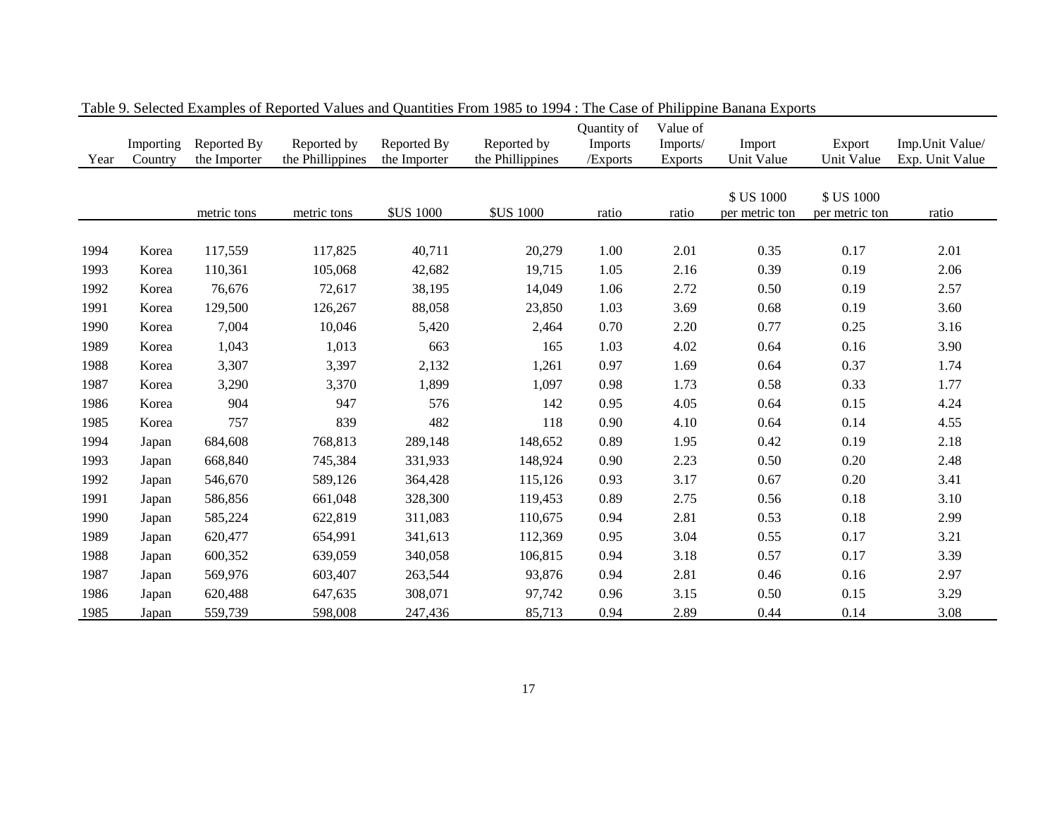Table 9. Selected Examples of Reported Values and Quantities From 1985 to 1994 : The Case of Philippine Banana Exports

| Year | Importing Country | Reported By the Importer | Reported by the Phillippines | Reported By the Importer | Reported by the Phillippines | Quantity of Imports /Exports | Value of Imports/ Exports | Import Unit Value | Export Unit Value | Imp.Unit Value/ Exp. Unit Value |
|---|---|---|---|---|---|---|---|---|---|---|
| | | metric tons | metric tons | $US 1000 | $US 1000 | ratio | ratio | $ US 1000 per metric ton | $ US 1000 per metric ton | ratio |
| 1994 | Korea | 117,559 | 117,825 | 40,711 | 20,279 | 1.00 | 2.01 | 0.35 | 0.17 | 2.01 |
| 1993 | Korea | 110,361 | 105,068 | 42,682 | 19,715 | 1.05 | 2.16 | 0.39 | 0.19 | 2.06 |
| 1992 | Korea | 76,676 | 72,617 | 38,195 | 14,049 | 1.06 | 2.72 | 0.50 | 0.19 | 2.57 |
| 1991 | Korea | 129,500 | 126,267 | 88,058 | 23,850 | 1.03 | 3.69 | 0.68 | 0.19 | 3.60 |
| 1990 | Korea | 7,004 | 10,046 | 5,420 | 2,464 | 0.70 | 2.20 | 0.77 | 0.25 | 3.16 |
| 1989 | Korea | 1,043 | 1,013 | 663 | 165 | 1.03 | 4.02 | 0.64 | 0.16 | 3.90 |
| 1988 | Korea | 3,307 | 3,397 | 2,132 | 1,261 | 0.97 | 1.69 | 0.64 | 0.37 | 1.74 |
| 1987 | Korea | 3,290 | 3,370 | 1,899 | 1,097 | 0.98 | 1.73 | 0.58 | 0.33 | 1.77 |
| 1986 | Korea | 904 | 947 | 576 | 142 | 0.95 | 4.05 | 0.64 | 0.15 | 4.24 |
| 1985 | Korea | 757 | 839 | 482 | 118 | 0.90 | 4.10 | 0.64 | 0.14 | 4.55 |
| 1994 | Japan | 684,608 | 768,813 | 289,148 | 148,652 | 0.89 | 1.95 | 0.42 | 0.19 | 2.18 |
| 1993 | Japan | 668,840 | 745,384 | 331,933 | 148,924 | 0.90 | 2.23 | 0.50 | 0.20 | 2.48 |
| 1992 | Japan | 546,670 | 589,126 | 364,428 | 115,126 | 0.93 | 3.17 | 0.67 | 0.20 | 3.41 |
| 1991 | Japan | 586,856 | 661,048 | 328,300 | 119,453 | 0.89 | 2.75 | 0.56 | 0.18 | 3.10 |
| 1990 | Japan | 585,224 | 622,819 | 311,083 | 110,675 | 0.94 | 2.81 | 0.53 | 0.18 | 2.99 |
| 1989 | Japan | 620,477 | 654,991 | 341,613 | 112,369 | 0.95 | 3.04 | 0.55 | 0.17 | 3.21 |
| 1988 | Japan | 600,352 | 639,059 | 340,058 | 106,815 | 0.94 | 3.18 | 0.57 | 0.17 | 3.39 |
| 1987 | Japan | 569,976 | 603,407 | 263,544 | 93,876 | 0.94 | 2.81 | 0.46 | 0.16 | 2.97 |
| 1986 | Japan | 620,488 | 647,635 | 308,071 | 97,742 | 0.96 | 3.15 | 0.50 | 0.15 | 3.29 |
| 1985 | Japan | 559,739 | 598,008 | 247,436 | 85,713 | 0.94 | 2.89 | 0.44 | 0.14 | 3.08 |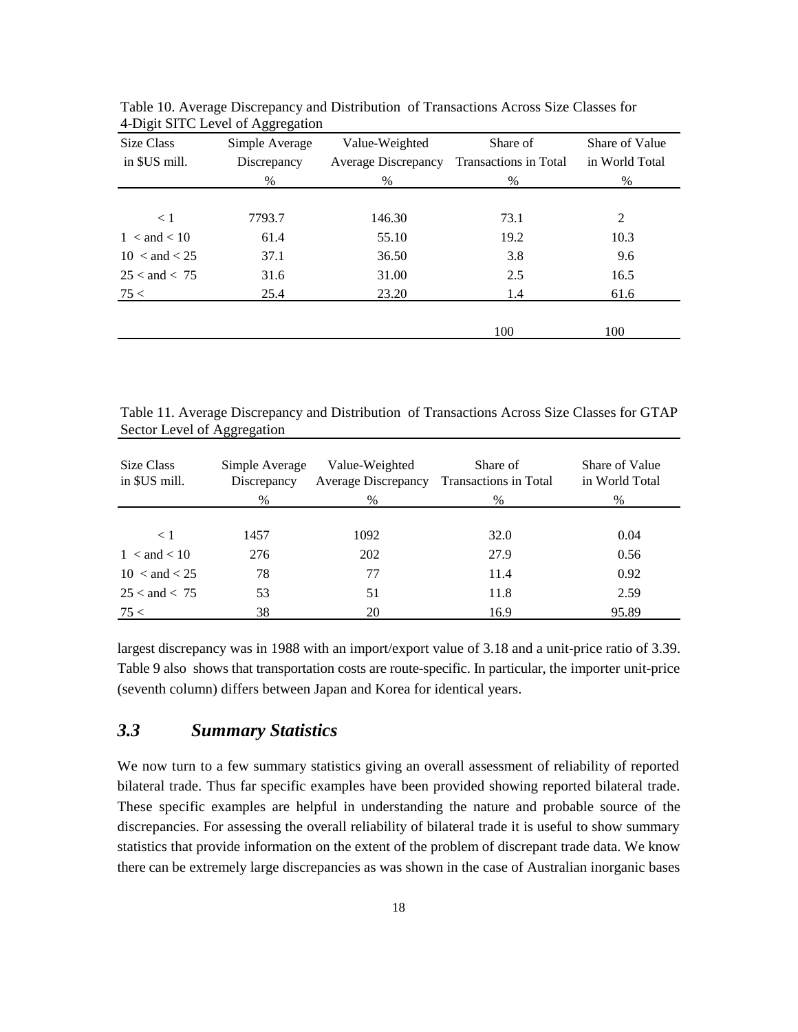Table 10. Average Discrepancy and Distribution of Transactions Across Size Classes for 4-Digit SITC Level of Aggregation

| Size Class in $US mill. | Simple Average Discrepancy % | Value-Weighted Average Discrepancy % | Share of Transactions in Total % | Share of Value in World Total % |
|---|---|---|---|---|
| < 1 | 7793.7 | 146.30 | 73.1 | 2 |
| 1 < and < 10 | 61.4 | 55.10 | 19.2 | 10.3 |
| 10 < and < 25 | 37.1 | 36.50 | 3.8 | 9.6 |
| 25 < and < 75 | 31.6 | 31.00 | 2.5 | 16.5 |
| 75 < | 25.4 | 23.20 | 1.4 | 61.6 |
| | | | 100 | 100 |

Table 11. Average Discrepancy and Distribution of Transactions Across Size Classes for GTAP Sector Level of Aggregation

| Size Class in $US mill. | Simple Average Discrepancy % | Value-Weighted Average Discrepancy % | Share of Transactions in Total % | Share of Value in World Total % |
|---|---|---|---|---|
| < 1 | 1457 | 1092 | 32.0 | 0.04 |
| 1 < and < 10 | 276 | 202 | 27.9 | 0.56 |
| 10 < and < 25 | 78 | 77 | 11.4 | 0.92 |
| 25 < and < 75 | 53 | 51 | 11.8 | 2.59 |
| 75 < | 38 | 20 | 16.9 | 95.89 |

largest discrepancy was in 1988 with an import/export value of 3.18 and a unit-price ratio of 3.39. Table 9 also shows that transportation costs are route-specific. In particular, the importer unit-price (seventh column) differs between Japan and Korea for identical years.

## *3.3 Summary Statistics*

We now turn to a few summary statistics giving an overall assessment of reliability of reported bilateral trade. Thus far specific examples have been provided showing reported bilateral trade. These specific examples are helpful in understanding the nature and probable source of the discrepancies. For assessing the overall reliability of bilateral trade it is useful to show summary statistics that provide information on the extent of the problem of discrepant trade data. We know there can be extremely large discrepancies as was shown in the case of Australian inorganic bases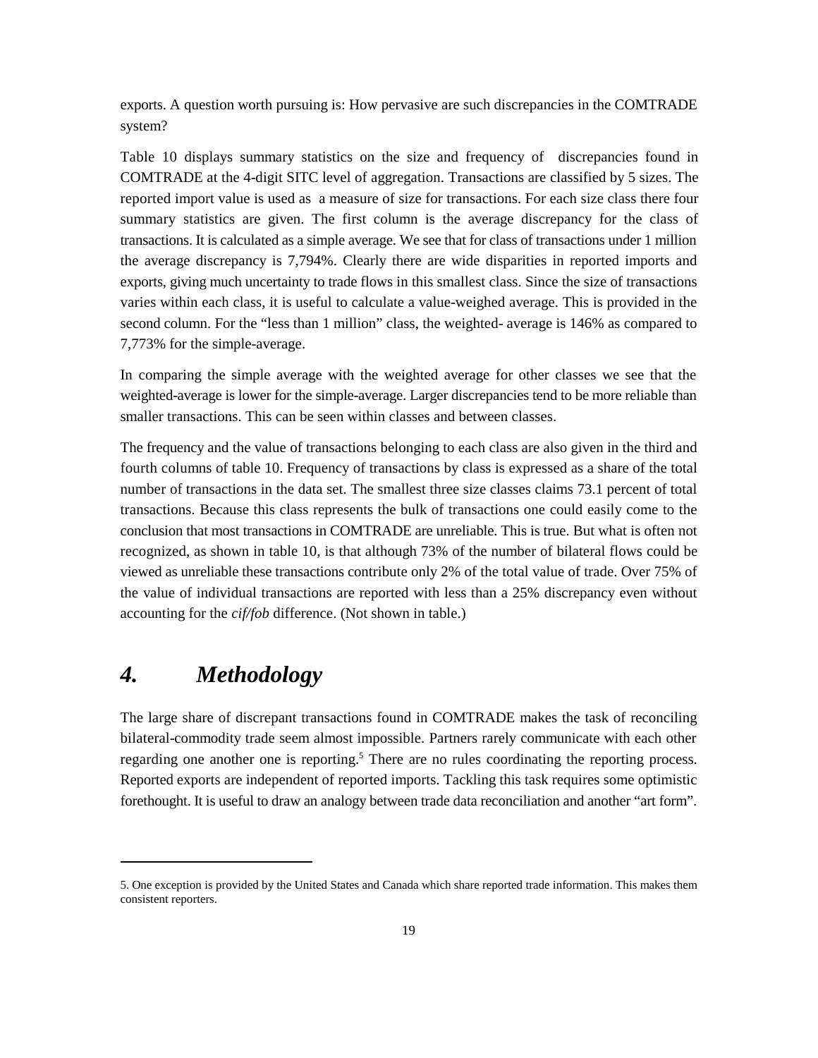exports. A question worth pursuing is: How pervasive are such discrepancies in the COMTRADE system?

Table 10 displays summary statistics on the size and frequency of discrepancies found in COMTRADE at the 4-digit SITC level of aggregation. Transactions are classified by 5 sizes. The reported import value is used as a measure of size for transactions. For each size class there four summary statistics are given. The first column is the average discrepancy for the class of transactions. It is calculated as a simple average. We see that for class of transactions under 1 million the average discrepancy is 7,794%. Clearly there are wide disparities in reported imports and exports, giving much uncertainty to trade flows in this smallest class. Since the size of transactions varies within each class, it is useful to calculate a value-weighed average. This is provided in the second column. For the "less than 1 million" class, the weighted- average is 146% as compared to 7,773% for the simple-average.

In comparing the simple average with the weighted average for other classes we see that the weighted-average is lower for the simple-average. Larger discrepancies tend to be more reliable than smaller transactions. This can be seen within classes and between classes.

The frequency and the value of transactions belonging to each class are also given in the third and fourth columns of table 10. Frequency of transactions by class is expressed as a share of the total number of transactions in the data set. The smallest three size classes claims 73.1 percent of total transactions. Because this class represents the bulk of transactions one could easily come to the conclusion that most transactions in COMTRADE are unreliable. This is true. But what is often not recognized, as shown in table 10, is that although 73% of the number of bilateral flows could be viewed as unreliable these transactions contribute only 2% of the total value of trade. Over 75% of the value of individual transactions are reported with less than a 25% discrepancy even without accounting for the *cif/fob* difference. (Not shown in table.)

## *4. Methodology*

The large share of discrepant transactions found in COMTRADE makes the task of reconciling bilateral-commodity trade seem almost impossible. Partners rarely communicate with each other regarding one another one is reporting.[5] There are no rules coordinating the reporting process. Reported exports are independent of reported imports. Tackling this task requires some optimistic forethought. It is useful to draw an analogy between trade data reconciliation and another "art form".

---

5. One exception is provided by the United States and Canada which share reported trade information. This makes them consistent reporters.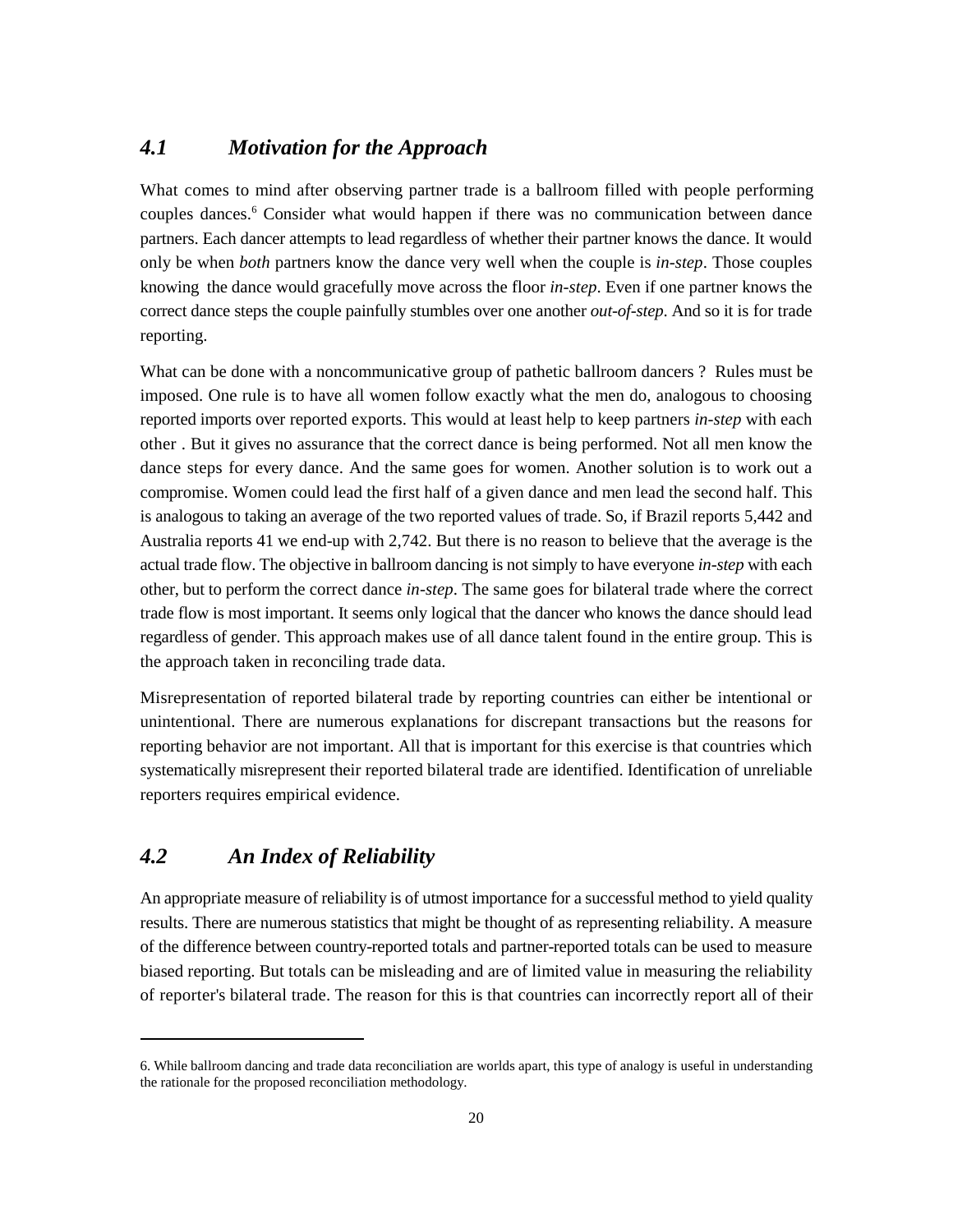## *4.1 Motivation for the Approach*

What comes to mind after observing partner trade is a ballroom filled with people performing couples dances.[6] Consider what would happen if there was no communication between dance partners. Each dancer attempts to lead regardless of whether their partner knows the dance. It would only be when *both* partners know the dance very well when the couple is *in-step*. Those couples knowing the dance would gracefully move across the floor *in-step*. Even if one partner knows the correct dance steps the couple painfully stumbles over one another *out-of-step*. And so it is for trade reporting.

What can be done with a noncommunicative group of pathetic ballroom dancers ? Rules must be imposed. One rule is to have all women follow exactly what the men do, analogous to choosing reported imports over reported exports. This would at least help to keep partners *in-step* with each other . But it gives no assurance that the correct dance is being performed. Not all men know the dance steps for every dance. And the same goes for women. Another solution is to work out a compromise. Women could lead the first half of a given dance and men lead the second half. This is analogous to taking an average of the two reported values of trade. So, if Brazil reports 5,442 and Australia reports 41 we end-up with 2,742. But there is no reason to believe that the average is the actual trade flow. The objective in ballroom dancing is not simply to have everyone *in-step* with each other, but to perform the correct dance *in-step*. The same goes for bilateral trade where the correct trade flow is most important. It seems only logical that the dancer who knows the dance should lead regardless of gender. This approach makes use of all dance talent found in the entire group. This is the approach taken in reconciling trade data.

Misrepresentation of reported bilateral trade by reporting countries can either be intentional or unintentional. There are numerous explanations for discrepant transactions but the reasons for reporting behavior are not important. All that is important for this exercise is that countries which systematically misrepresent their reported bilateral trade are identified. Identification of unreliable reporters requires empirical evidence.

## *4.2 An Index of Reliability*

An appropriate measure of reliability is of utmost importance for a successful method to yield quality results. There are numerous statistics that might be thought of as representing reliability. A measure of the difference between country-reported totals and partner-reported totals can be used to measure biased reporting. But totals can be misleading and are of limited value in measuring the reliability of reporter's bilateral trade. The reason for this is that countries can incorrectly report all of their

---

6. While ballroom dancing and trade data reconciliation are worlds apart, this type of analogy is useful in understanding the rationale for the proposed reconciliation methodology.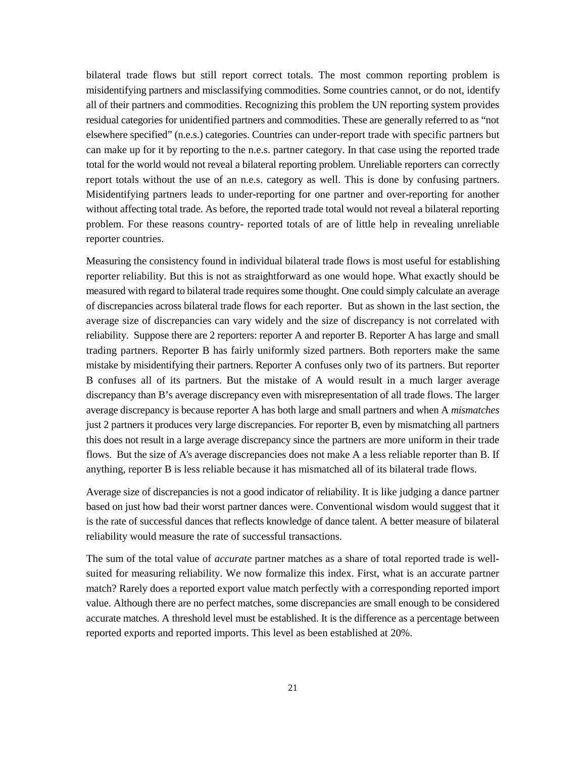bilateral trade flows but still report correct totals. The most common reporting problem is misidentifying partners and misclassifying commodities. Some countries cannot, or do not, identify all of their partners and commodities. Recognizing this problem the UN reporting system provides residual categories for unidentified partners and commodities. These are generally referred to as "not elsewhere specified" (n.e.s.) categories. Countries can under-report trade with specific partners but can make up for it by reporting to the n.e.s. partner category. In that case using the reported trade total for the world would not reveal a bilateral reporting problem. Unreliable reporters can correctly report totals without the use of an n.e.s. category as well. This is done by confusing partners. Misidentifying partners leads to under-reporting for one partner and over-reporting for another without affecting total trade. As before, the reported trade total would not reveal a bilateral reporting problem. For these reasons country- reported totals of are of little help in revealing unreliable reporter countries.

Measuring the consistency found in individual bilateral trade flows is most useful for establishing reporter reliability. But this is not as straightforward as one would hope. What exactly should be measured with regard to bilateral trade requires some thought. One could simply calculate an average of discrepancies across bilateral trade flows for each reporter. But as shown in the last section, the average size of discrepancies can vary widely and the size of discrepancy is not correlated with reliability. Suppose there are 2 reporters: reporter A and reporter B. Reporter A has large and small trading partners. Reporter B has fairly uniformly sized partners. Both reporters make the same mistake by misidentifying their partners. Reporter A confuses only two of its partners. But reporter B confuses all of its partners. But the mistake of A would result in a much larger average discrepancy than B's average discrepancy even with misrepresentation of all trade flows. The larger average discrepancy is because reporter A has both large and small partners and when A *mismatches* just 2 partners it produces very large discrepancies. For reporter B, even by mismatching all partners this does not result in a large average discrepancy since the partners are more uniform in their trade flows. But the size of A's average discrepancies does not make A a less reliable reporter than B. If anything, reporter B is less reliable because it has mismatched all of its bilateral trade flows.

Average size of discrepancies is not a good indicator of reliability. It is like judging a dance partner based on just how bad their worst partner dances were. Conventional wisdom would suggest that it is the rate of successful dances that reflects knowledge of dance talent. A better measure of bilateral reliability would measure the rate of successful transactions.

The sum of the total value of *accurate* partner matches as a share of total reported trade is well-suited for measuring reliability. We now formalize this index. First, what is an accurate partner match? Rarely does a reported export value match perfectly with a corresponding reported import value. Although there are no perfect matches, some discrepancies are small enough to be considered accurate matches. A threshold level must be established. It is the difference as a percentage between reported exports and reported imports. This level as been established at 20%.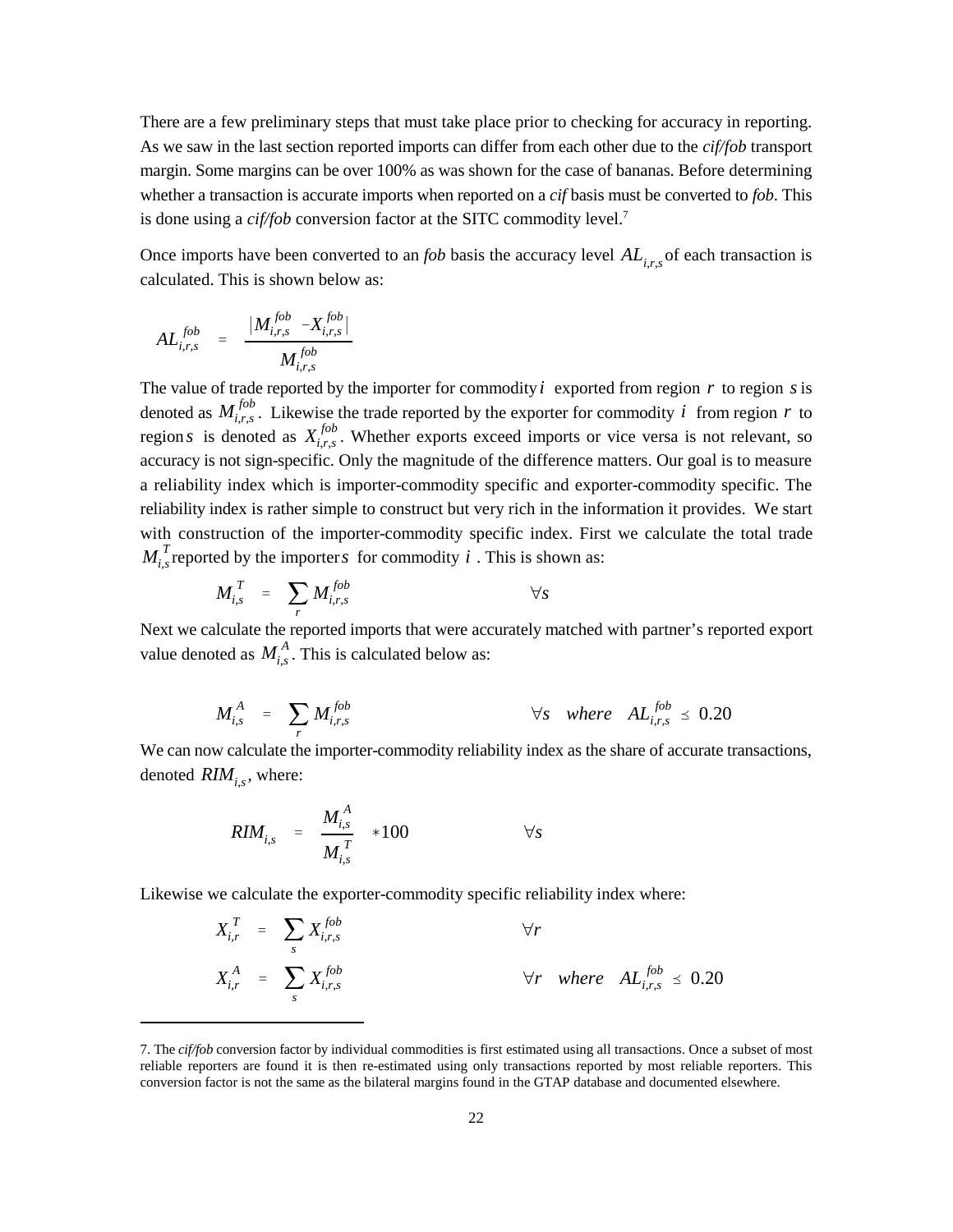There are a few preliminary steps that must take place prior to checking for accuracy in reporting. As we saw in the last section reported imports can differ from each other due to the *cif/fob* transport margin. Some margins can be over 100% as was shown for the case of bananas. Before determining whether a transaction is accurate imports when reported on a *cif* basis must be converted to *fob*. This is done using a *cif/fob* conversion factor at the SITC commodity level.[7]

Once imports have been converted to an *fob* basis the accuracy level $AL_{i,r,s}$ of each transaction is calculated. This is shown below as:

$$AL_{i,r,s}^{fob} \quad = \quad \frac{|M_{i,r,s}^{fob} - X_{i,r,s}^{fob}|}{M_{i,r,s}^{fob}}$$

The value of trade reported by the importer for commodity $i$ exported from region $r$ to region $s$ is denoted as $M_{i,r,s}^{fob}$. Likewise the trade reported by the exporter for commodity $i$ from region $r$ to region $s$ is denoted as $X_{i,r,s}^{fob}$. Whether exports exceed imports or vice versa is not relevant, so accuracy is not sign-specific. Only the magnitude of the difference matters. Our goal is to measure a reliability index which is importer-commodity specific and exporter-commodity specific. The reliability index is rather simple to construct but very rich in the information it provides. We start with construction of the importer-commodity specific index. First we calculate the total trade $M_{i,s}^{T}$ reported by the importer $s$ for commodity $i$. This is shown as:

$$M_{i,s}^{T} \quad = \quad \sum_{r} M_{i,r,s}^{fob} \qquad \qquad \forall s$$

Next we calculate the reported imports that were accurately matched with partner's reported export value denoted as $M_{i,s}^{A}$. This is calculated below as:

$$M_{i,s}^{A} \quad = \quad \sum_{r} M_{i,r,s}^{fob} \qquad \qquad \forall s \quad where \quad AL_{i,r,s}^{fob} \leq 0.20$$

We can now calculate the importer-commodity reliability index as the share of accurate transactions, denoted $RIM_{i,s}$, where:

$$RIM_{i,s} \quad = \quad \frac{M_{i,s}^{A}}{M_{i,s}^{T}} \quad *100 \qquad \qquad \forall s$$

Likewise we calculate the exporter-commodity specific reliability index where:

$$X_{i,r}^{T} \quad = \quad \sum_{s} X_{i,r,s}^{fob} \qquad \qquad \forall r$$

$$X_{i,r}^{A} \quad = \quad \sum_{s} X_{i,r,s}^{fob} \qquad \qquad \forall r \quad where \quad AL_{i,r,s}^{fob} \leq 0.20$$

---

7. The *cif/fob* conversion factor by individual commodities is first estimated using all transactions. Once a subset of most reliable reporters are found it is then re-estimated using only transactions reported by most reliable reporters. This conversion factor is not the same as the bilateral margins found in the GTAP database and documented elsewhere.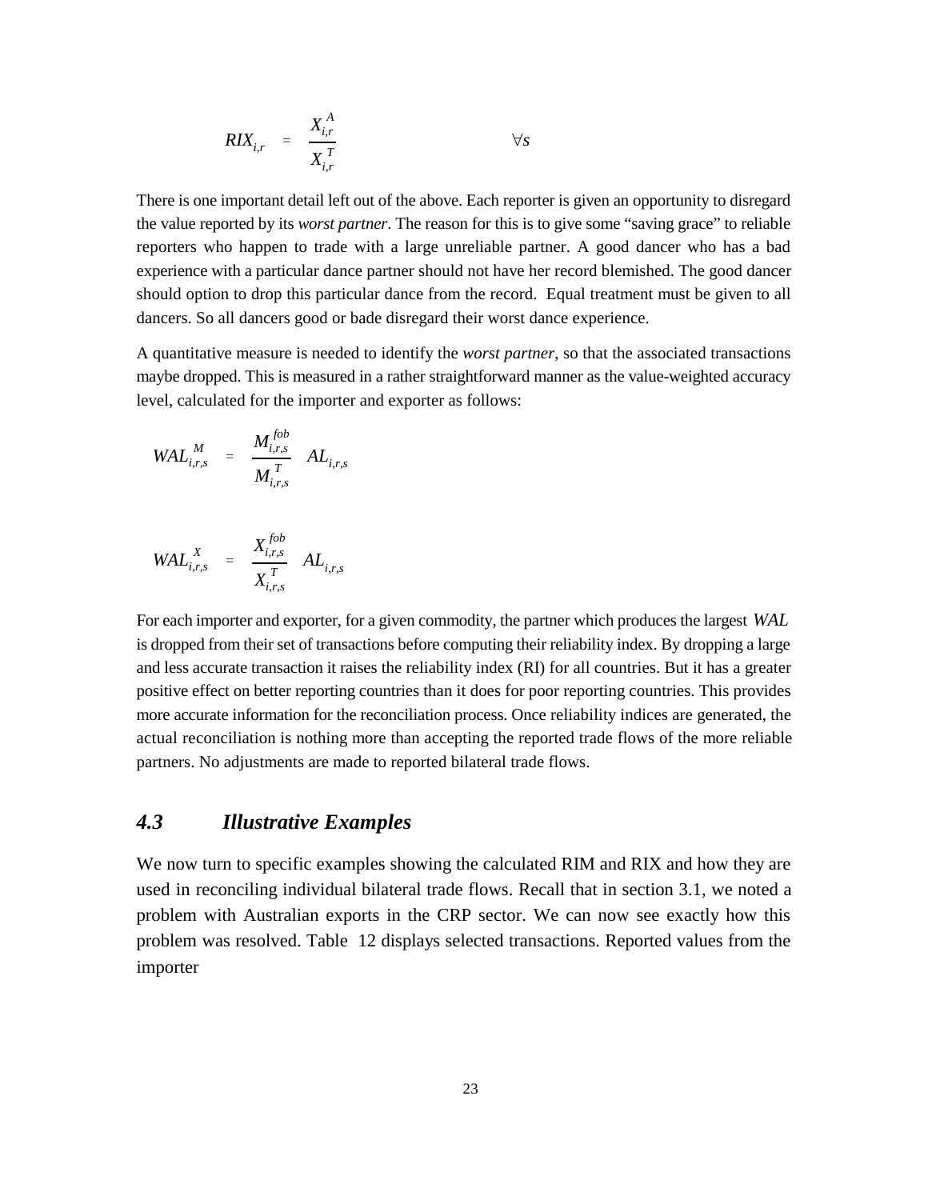$$RIX_{i,r} = \frac{X_{i,r}^{A}}{X_{i,r}^{T}} \qquad \forall s$$

There is one important detail left out of the above. Each reporter is given an opportunity to disregard the value reported by its *worst partner*. The reason for this is to give some "saving grace" to reliable reporters who happen to trade with a large unreliable partner. A good dancer who has a bad experience with a particular dance partner should not have her record blemished. The good dancer should option to drop this particular dance from the record. Equal treatment must be given to all dancers. So all dancers good or bade disregard their worst dance experience.

A quantitative measure is needed to identify the *worst partner*, so that the associated transactions maybe dropped. This is measured in a rather straightforward manner as the value-weighted accuracy level, calculated for the importer and exporter as follows:

$$WAL_{i,r,s}^{M} = \frac{M_{i,r,s}^{fob}}{M_{i,r,s}^{T}} \; AL_{i,r,s}$$

$$WAL_{i,r,s}^{X} = \frac{X_{i,r,s}^{fob}}{X_{i,r,s}^{T}} \; AL_{i,r,s}$$

For each importer and exporter, for a given commodity, the partner which produces the largest $WAL$ is dropped from their set of transactions before computing their reliability index. By dropping a large and less accurate transaction it raises the reliability index (RI) for all countries. But it has a greater positive effect on better reporting countries than it does for poor reporting countries. This provides more accurate information for the reconciliation process. Once reliability indices are generated, the actual reconciliation is nothing more than accepting the reported trade flows of the more reliable partners. No adjustments are made to reported bilateral trade flows.

## *4.3 Illustrative Examples*

We now turn to specific examples showing the calculated RIM and RIX and how they are used in reconciling individual bilateral trade flows. Recall that in section 3.1, we noted a problem with Australian exports in the CRP sector. We can now see exactly how this problem was resolved. Table 12 displays selected transactions. Reported values from the importer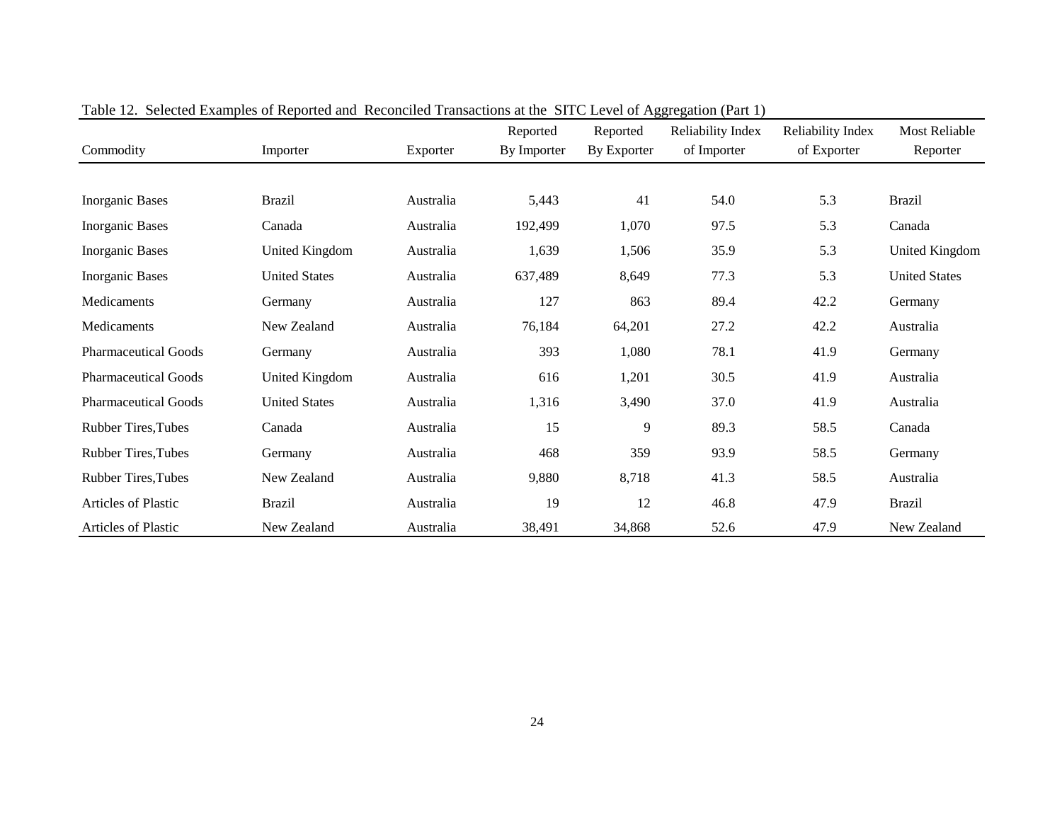Table 12. Selected Examples of Reported and Reconciled Transactions at the SITC Level of Aggregation (Part 1)

| Commodity | Importer | Exporter | Reported By Importer | Reported By Exporter | Reliability Index of Importer | Reliability Index of Exporter | Most Reliable Reporter |
|---|---|---|---|---|---|---|---|
| Inorganic Bases | Brazil | Australia | 5,443 | 41 | 54.0 | 5.3 | Brazil |
| Inorganic Bases | Canada | Australia | 192,499 | 1,070 | 97.5 | 5.3 | Canada |
| Inorganic Bases | United Kingdom | Australia | 1,639 | 1,506 | 35.9 | 5.3 | United Kingdom |
| Inorganic Bases | United States | Australia | 637,489 | 8,649 | 77.3 | 5.3 | United States |
| Medicaments | Germany | Australia | 127 | 863 | 89.4 | 42.2 | Germany |
| Medicaments | New Zealand | Australia | 76,184 | 64,201 | 27.2 | 42.2 | Australia |
| Pharmaceutical Goods | Germany | Australia | 393 | 1,080 | 78.1 | 41.9 | Germany |
| Pharmaceutical Goods | United Kingdom | Australia | 616 | 1,201 | 30.5 | 41.9 | Australia |
| Pharmaceutical Goods | United States | Australia | 1,316 | 3,490 | 37.0 | 41.9 | Australia |
| Rubber Tires,Tubes | Canada | Australia | 15 | 9 | 89.3 | 58.5 | Canada |
| Rubber Tires,Tubes | Germany | Australia | 468 | 359 | 93.9 | 58.5 | Germany |
| Rubber Tires,Tubes | New Zealand | Australia | 9,880 | 8,718 | 41.3 | 58.5 | Australia |
| Articles of Plastic | Brazil | Australia | 19 | 12 | 46.8 | 47.9 | Brazil |
| Articles of Plastic | New Zealand | Australia | 38,491 | 34,868 | 52.6 | 47.9 | New Zealand |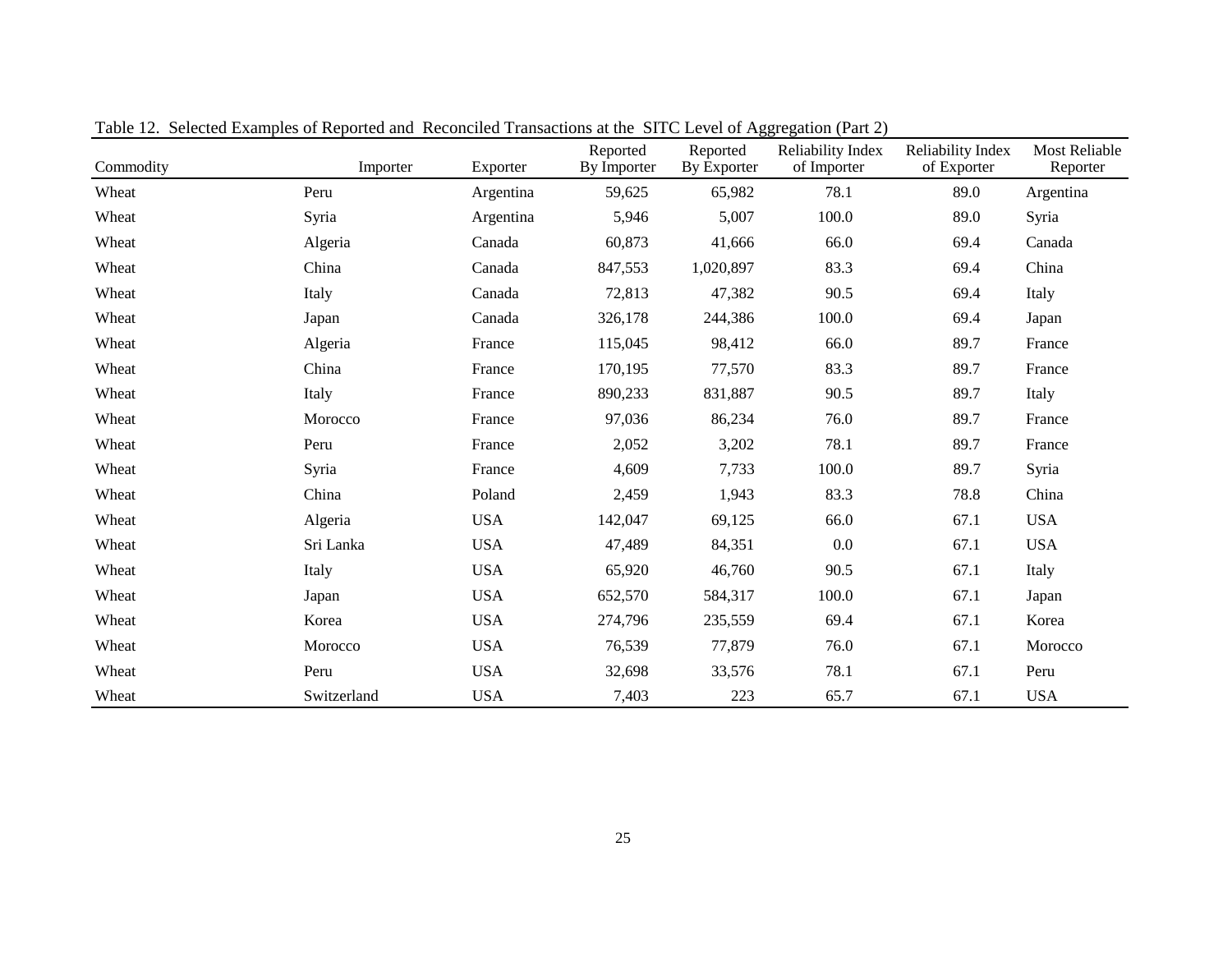Table 12. Selected Examples of Reported and Reconciled Transactions at the SITC Level of Aggregation (Part 2)

| Commodity | Importer | Exporter | Reported By Importer | Reported By Exporter | Reliability Index of Importer | Reliability Index of Exporter | Most Reliable Reporter |
|---|---|---|---|---|---|---|---|
| Wheat | Peru | Argentina | 59,625 | 65,982 | 78.1 | 89.0 | Argentina |
| Wheat | Syria | Argentina | 5,946 | 5,007 | 100.0 | 89.0 | Syria |
| Wheat | Algeria | Canada | 60,873 | 41,666 | 66.0 | 69.4 | Canada |
| Wheat | China | Canada | 847,553 | 1,020,897 | 83.3 | 69.4 | China |
| Wheat | Italy | Canada | 72,813 | 47,382 | 90.5 | 69.4 | Italy |
| Wheat | Japan | Canada | 326,178 | 244,386 | 100.0 | 69.4 | Japan |
| Wheat | Algeria | France | 115,045 | 98,412 | 66.0 | 89.7 | France |
| Wheat | China | France | 170,195 | 77,570 | 83.3 | 89.7 | France |
| Wheat | Italy | France | 890,233 | 831,887 | 90.5 | 89.7 | Italy |
| Wheat | Morocco | France | 97,036 | 86,234 | 76.0 | 89.7 | France |
| Wheat | Peru | France | 2,052 | 3,202 | 78.1 | 89.7 | France |
| Wheat | Syria | France | 4,609 | 7,733 | 100.0 | 89.7 | Syria |
| Wheat | China | Poland | 2,459 | 1,943 | 83.3 | 78.8 | China |
| Wheat | Algeria | USA | 142,047 | 69,125 | 66.0 | 67.1 | USA |
| Wheat | Sri Lanka | USA | 47,489 | 84,351 | 0.0 | 67.1 | USA |
| Wheat | Italy | USA | 65,920 | 46,760 | 90.5 | 67.1 | Italy |
| Wheat | Japan | USA | 652,570 | 584,317 | 100.0 | 67.1 | Japan |
| Wheat | Korea | USA | 274,796 | 235,559 | 69.4 | 67.1 | Korea |
| Wheat | Morocco | USA | 76,539 | 77,879 | 76.0 | 67.1 | Morocco |
| Wheat | Peru | USA | 32,698 | 33,576 | 78.1 | 67.1 | Peru |
| Wheat | Switzerland | USA | 7,403 | 223 | 65.7 | 67.1 | USA |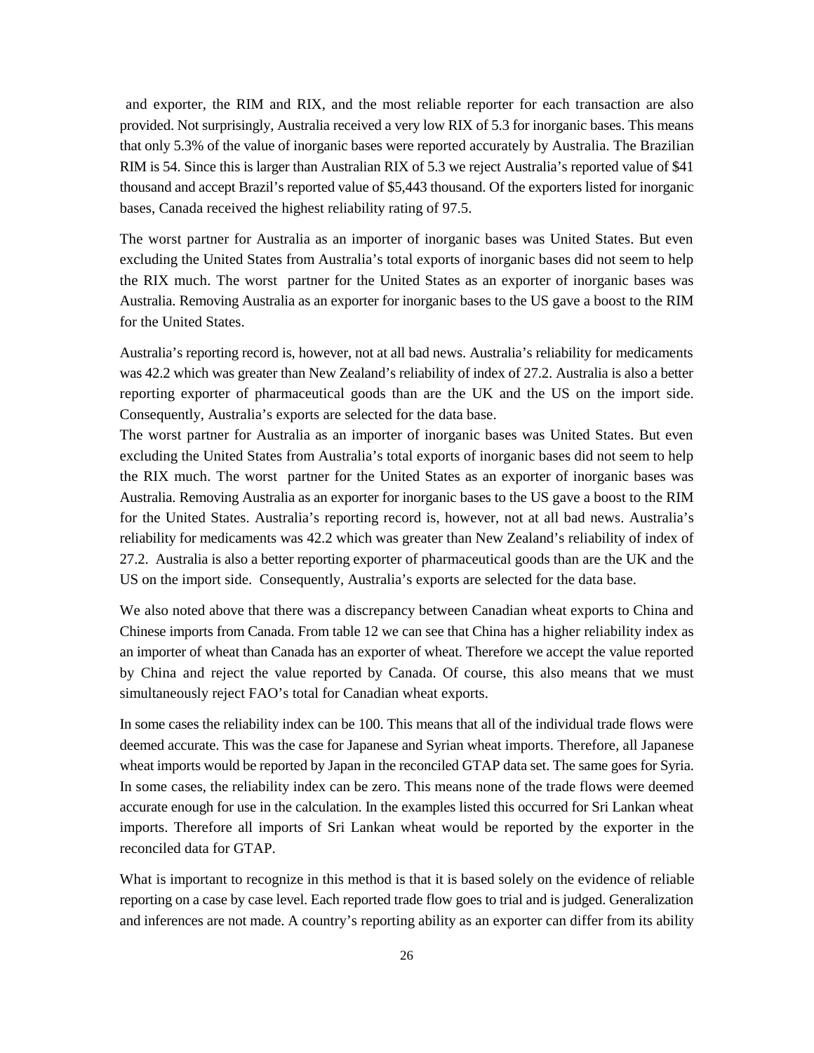and exporter, the RIM and RIX, and the most reliable reporter for each transaction are also provided. Not surprisingly, Australia received a very low RIX of 5.3 for inorganic bases. This means that only 5.3% of the value of inorganic bases were reported accurately by Australia. The Brazilian RIM is 54. Since this is larger than Australian RIX of 5.3 we reject Australia's reported value of $41 thousand and accept Brazil's reported value of $5,443 thousand. Of the exporters listed for inorganic bases, Canada received the highest reliability rating of 97.5.

The worst partner for Australia as an importer of inorganic bases was United States. But even excluding the United States from Australia's total exports of inorganic bases did not seem to help the RIX much. The worst partner for the United States as an exporter of inorganic bases was Australia. Removing Australia as an exporter for inorganic bases to the US gave a boost to the RIM for the United States.

Australia's reporting record is, however, not at all bad news. Australia's reliability for medicaments was 42.2 which was greater than New Zealand's reliability of index of 27.2. Australia is also a better reporting exporter of pharmaceutical goods than are the UK and the US on the import side. Consequently, Australia's exports are selected for the data base.

The worst partner for Australia as an importer of inorganic bases was United States. But even excluding the United States from Australia's total exports of inorganic bases did not seem to help the RIX much. The worst partner for the United States as an exporter of inorganic bases was Australia. Removing Australia as an exporter for inorganic bases to the US gave a boost to the RIM for the United States. Australia's reporting record is, however, not at all bad news. Australia's reliability for medicaments was 42.2 which was greater than New Zealand's reliability of index of 27.2. Australia is also a better reporting exporter of pharmaceutical goods than are the UK and the US on the import side. Consequently, Australia's exports are selected for the data base.

We also noted above that there was a discrepancy between Canadian wheat exports to China and Chinese imports from Canada. From table 12 we can see that China has a higher reliability index as an importer of wheat than Canada has an exporter of wheat. Therefore we accept the value reported by China and reject the value reported by Canada. Of course, this also means that we must simultaneously reject FAO's total for Canadian wheat exports.

In some cases the reliability index can be 100. This means that all of the individual trade flows were deemed accurate. This was the case for Japanese and Syrian wheat imports. Therefore, all Japanese wheat imports would be reported by Japan in the reconciled GTAP data set. The same goes for Syria. In some cases, the reliability index can be zero. This means none of the trade flows were deemed accurate enough for use in the calculation. In the examples listed this occurred for Sri Lankan wheat imports. Therefore all imports of Sri Lankan wheat would be reported by the exporter in the reconciled data for GTAP.

What is important to recognize in this method is that it is based solely on the evidence of reliable reporting on a case by case level. Each reported trade flow goes to trial and is judged. Generalization and inferences are not made. A country's reporting ability as an exporter can differ from its ability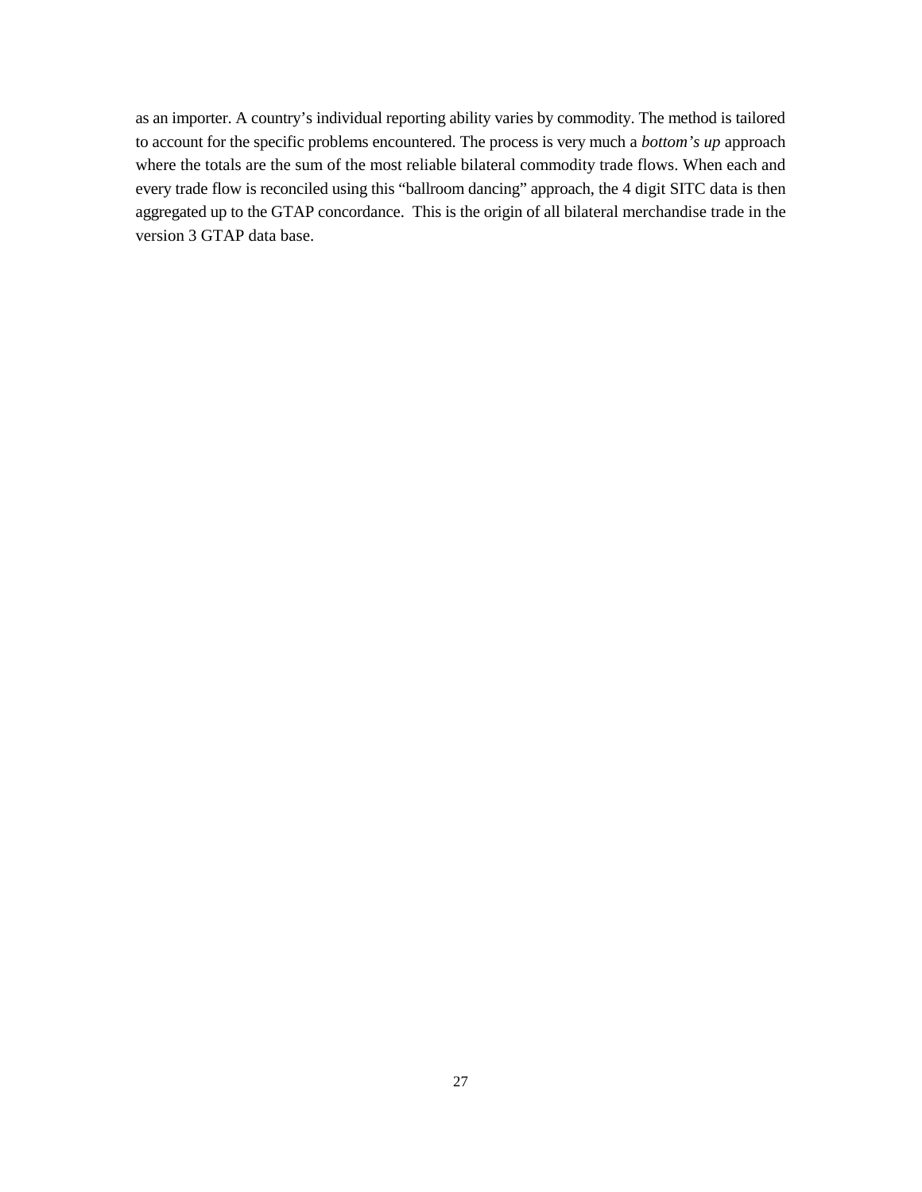as an importer. A country's individual reporting ability varies by commodity. The method is tailored to account for the specific problems encountered. The process is very much a *bottom's up* approach where the totals are the sum of the most reliable bilateral commodity trade flows. When each and every trade flow is reconciled using this "ballroom dancing" approach, the 4 digit SITC data is then aggregated up to the GTAP concordance.  This is the origin of all bilateral merchandise trade in the version 3 GTAP data base.